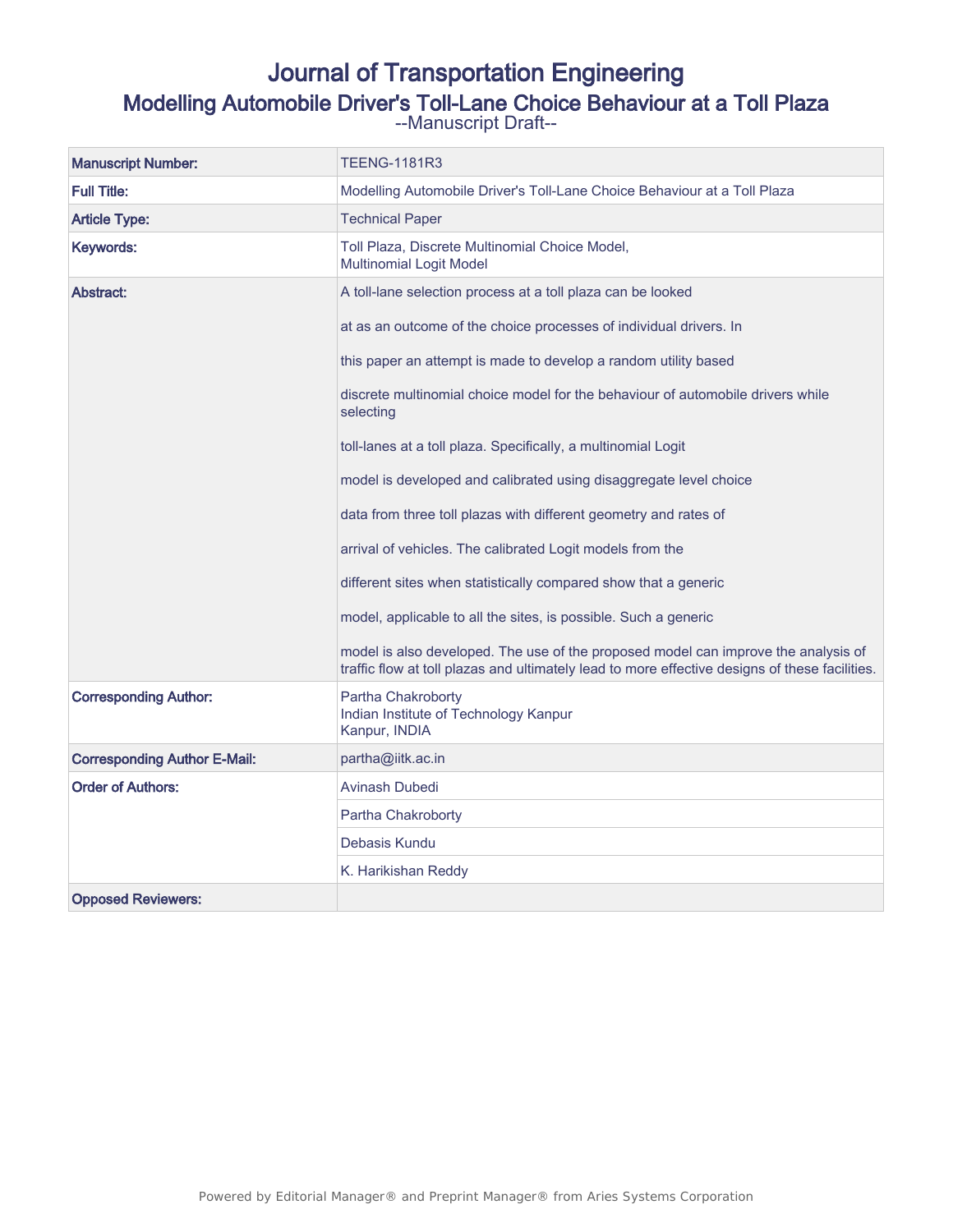# Journal of Transportation Engineering

## Modelling Automobile Driver's Toll-Lane Choice Behaviour at a Toll Plaza

--Manuscript Draft--

| | |
|---|---|
| **Manuscript Number:** | TEENG-1181R3 |
| **Full Title:** | Modelling Automobile Driver's Toll-Lane Choice Behaviour at a Toll Plaza |
| **Article Type:** | Technical Paper |
| **Keywords:** | Toll Plaza, Discrete Multinomial Choice Model, Multinomial Logit Model |
| **Abstract:** | A toll-lane selection process at a toll plaza can be looked at as an outcome of the choice processes of individual drivers. In this paper an attempt is made to develop a random utility based discrete multinomial choice model for the behaviour of automobile drivers while selecting toll-lanes at a toll plaza. Specifically, a multinomial Logit model is developed and calibrated using disaggregate level choice data from three toll plazas with different geometry and rates of arrival of vehicles. The calibrated Logit models from the different sites when statistically compared show that a generic model, applicable to all the sites, is possible. Such a generic model is also developed. The use of the proposed model can improve the analysis of traffic flow at toll plazas and ultimately lead to more effective designs of these facilities. |
| **Corresponding Author:** | Partha Chakroborty<br>Indian Institute of Technology Kanpur<br>Kanpur, INDIA |
| **Corresponding Author E-Mail:** | partha@iitk.ac.in |
| **Order of Authors:** | Avinash Dubedi |
| | Partha Chakroborty |
| | Debasis Kundu |
| | K. Harikishan Reddy |
| **Opposed Reviewers:** | |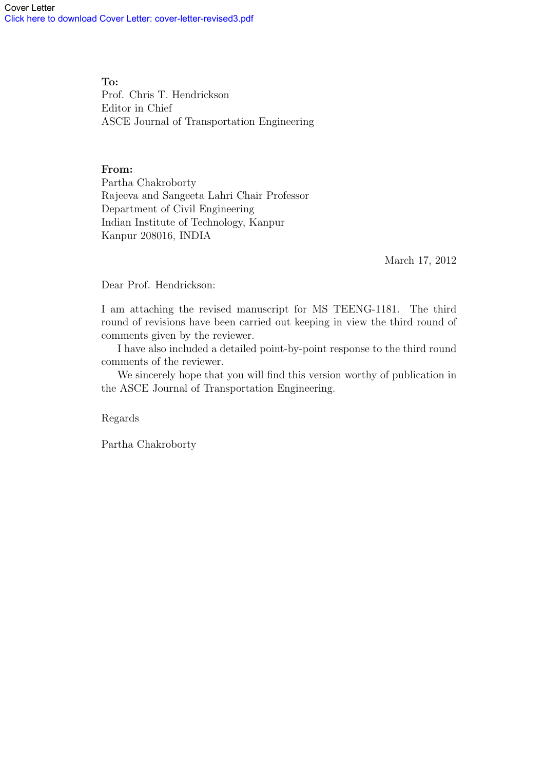Cover Letter
Click here to download Cover Letter: cover-letter-revised3.pdf

**To:**
Prof. Chris T. Hendrickson
Editor in Chief
ASCE Journal of Transportation Engineering

**From:**
Partha Chakroborty
Rajeeva and Sangeeta Lahri Chair Professor
Department of Civil Engineering
Indian Institute of Technology, Kanpur
Kanpur 208016, INDIA

March 17, 2012

Dear Prof. Hendrickson:

I am attaching the revised manuscript for MS TEENG-1181. The third round of revisions have been carried out keeping in view the third round of comments given by the reviewer.

I have also included a detailed point-by-point response to the third round comments of the reviewer.

We sincerely hope that you will find this version worthy of publication in the ASCE Journal of Transportation Engineering.

Regards

Partha Chakroborty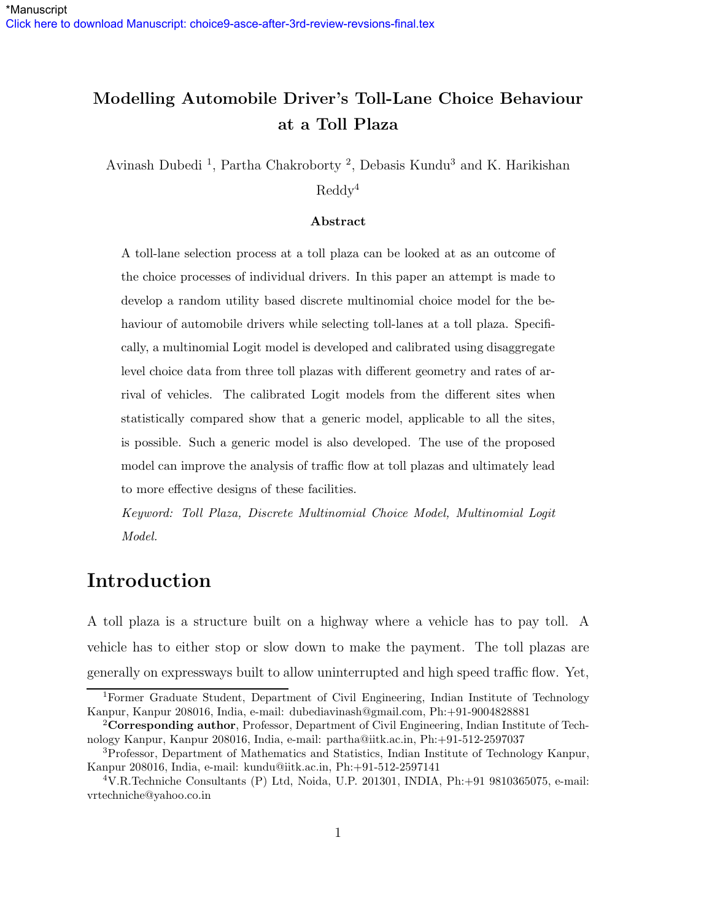*Manuscript

Click here to download Manuscript: choice9-asce-after-3rd-review-revsions-final.tex

# Modelling Automobile Driver's Toll-Lane Choice Behaviour at a Toll Plaza

Avinash Dubedi [1], Partha Chakroborty [2], Debasis Kundu[3] and K. Harikishan Reddy[4]

### Abstract

A toll-lane selection process at a toll plaza can be looked at as an outcome of the choice processes of individual drivers. In this paper an attempt is made to develop a random utility based discrete multinomial choice model for the behaviour of automobile drivers while selecting toll-lanes at a toll plaza. Specifically, a multinomial Logit model is developed and calibrated using disaggregate level choice data from three toll plazas with different geometry and rates of arrival of vehicles. The calibrated Logit models from the different sites when statistically compared show that a generic model, applicable to all the sites, is possible. Such a generic model is also developed. The use of the proposed model can improve the analysis of traffic flow at toll plazas and ultimately lead to more effective designs of these facilities.

*Keyword: Toll Plaza, Discrete Multinomial Choice Model, Multinomial Logit Model.*

# Introduction

A toll plaza is a structure built on a highway where a vehicle has to pay toll. A vehicle has to either stop or slow down to make the payment. The toll plazas are generally on expressways built to allow uninterrupted and high speed traffic flow. Yet,

---

[1] Former Graduate Student, Department of Civil Engineering, Indian Institute of Technology Kanpur, Kanpur 208016, India, e-mail: dubediavinash@gmail.com, Ph:+91-9004828881

[2] **Corresponding author**, Professor, Department of Civil Engineering, Indian Institute of Technology Kanpur, Kanpur 208016, India, e-mail: partha@iitk.ac.in, Ph:+91-512-2597037

[3] Professor, Department of Mathematics and Statistics, Indian Institute of Technology Kanpur, Kanpur 208016, India, e-mail: kundu@iitk.ac.in, Ph:+91-512-2597141

[4] V.R.Techniche Consultants (P) Ltd, Noida, U.P. 201301, INDIA, Ph:+91 9810365075, e-mail: vrtechniche@yahoo.co.in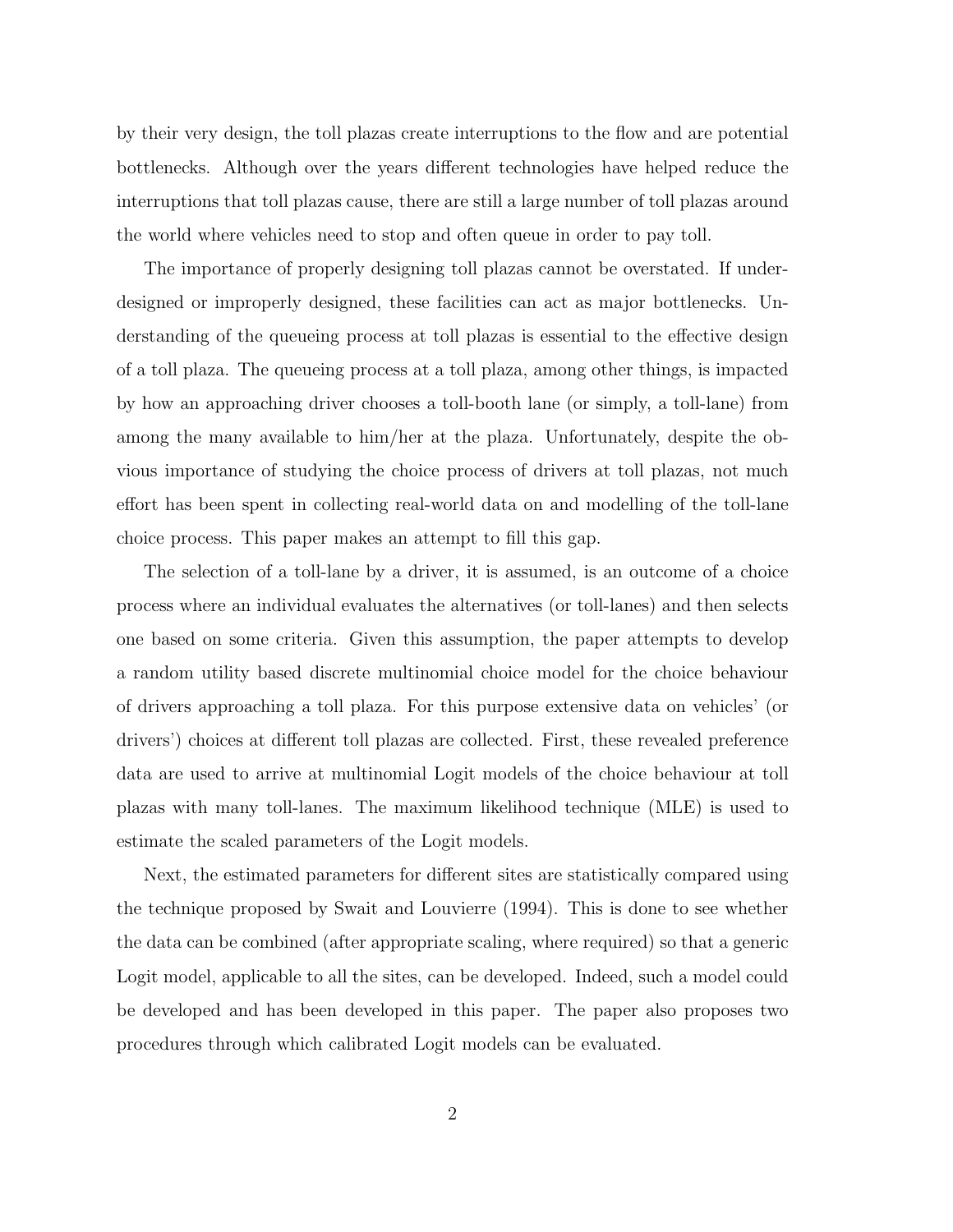by their very design, the toll plazas create interruptions to the flow and are potential bottlenecks. Although over the years different technologies have helped reduce the interruptions that toll plazas cause, there are still a large number of toll plazas around the world where vehicles need to stop and often queue in order to pay toll.

The importance of properly designing toll plazas cannot be overstated. If under-designed or improperly designed, these facilities can act as major bottlenecks. Understanding of the queueing process at toll plazas is essential to the effective design of a toll plaza. The queueing process at a toll plaza, among other things, is impacted by how an approaching driver chooses a toll-booth lane (or simply, a toll-lane) from among the many available to him/her at the plaza. Unfortunately, despite the obvious importance of studying the choice process of drivers at toll plazas, not much effort has been spent in collecting real-world data on and modelling of the toll-lane choice process. This paper makes an attempt to fill this gap.

The selection of a toll-lane by a driver, it is assumed, is an outcome of a choice process where an individual evaluates the alternatives (or toll-lanes) and then selects one based on some criteria. Given this assumption, the paper attempts to develop a random utility based discrete multinomial choice model for the choice behaviour of drivers approaching a toll plaza. For this purpose extensive data on vehicles' (or drivers') choices at different toll plazas are collected. First, these revealed preference data are used to arrive at multinomial Logit models of the choice behaviour at toll plazas with many toll-lanes. The maximum likelihood technique (MLE) is used to estimate the scaled parameters of the Logit models.

Next, the estimated parameters for different sites are statistically compared using the technique proposed by Swait and Louvierre (1994). This is done to see whether the data can be combined (after appropriate scaling, where required) so that a generic Logit model, applicable to all the sites, can be developed. Indeed, such a model could be developed and has been developed in this paper. The paper also proposes two procedures through which calibrated Logit models can be evaluated.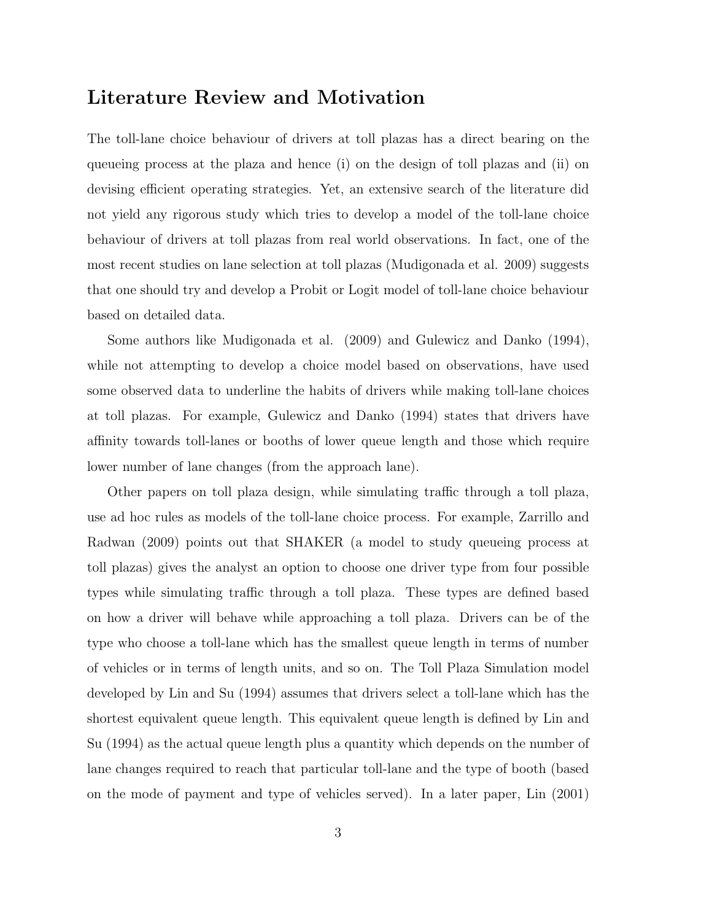## Literature Review and Motivation

The toll-lane choice behaviour of drivers at toll plazas has a direct bearing on the queueing process at the plaza and hence (i) on the design of toll plazas and (ii) on devising efficient operating strategies. Yet, an extensive search of the literature did not yield any rigorous study which tries to develop a model of the toll-lane choice behaviour of drivers at toll plazas from real world observations. In fact, one of the most recent studies on lane selection at toll plazas (Mudigonada et al. 2009) suggests that one should try and develop a Probit or Logit model of toll-lane choice behaviour based on detailed data.

Some authors like Mudigonada et al. (2009) and Gulewicz and Danko (1994), while not attempting to develop a choice model based on observations, have used some observed data to underline the habits of drivers while making toll-lane choices at toll plazas. For example, Gulewicz and Danko (1994) states that drivers have affinity towards toll-lanes or booths of lower queue length and those which require lower number of lane changes (from the approach lane).

Other papers on toll plaza design, while simulating traffic through a toll plaza, use ad hoc rules as models of the toll-lane choice process. For example, Zarrillo and Radwan (2009) points out that SHAKER (a model to study queueing process at toll plazas) gives the analyst an option to choose one driver type from four possible types while simulating traffic through a toll plaza. These types are defined based on how a driver will behave while approaching a toll plaza. Drivers can be of the type who choose a toll-lane which has the smallest queue length in terms of number of vehicles or in terms of length units, and so on. The Toll Plaza Simulation model developed by Lin and Su (1994) assumes that drivers select a toll-lane which has the shortest equivalent queue length. This equivalent queue length is defined by Lin and Su (1994) as the actual queue length plus a quantity which depends on the number of lane changes required to reach that particular toll-lane and the type of booth (based on the mode of payment and type of vehicles served). In a later paper, Lin (2001)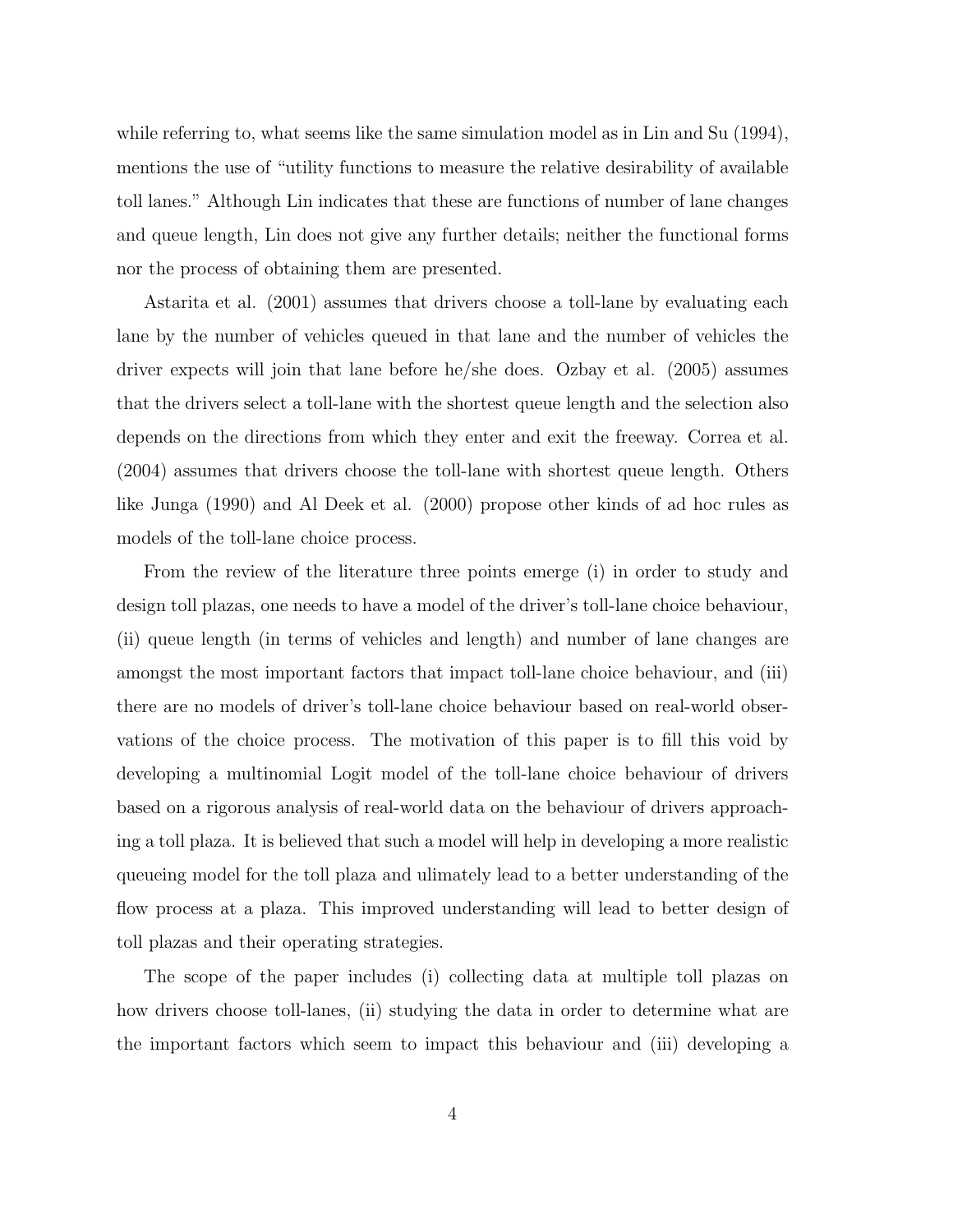while referring to, what seems like the same simulation model as in Lin and Su (1994), mentions the use of "utility functions to measure the relative desirability of available toll lanes." Although Lin indicates that these are functions of number of lane changes and queue length, Lin does not give any further details; neither the functional forms nor the process of obtaining them are presented.

Astarita et al. (2001) assumes that drivers choose a toll-lane by evaluating each lane by the number of vehicles queued in that lane and the number of vehicles the driver expects will join that lane before he/she does. Ozbay et al. (2005) assumes that the drivers select a toll-lane with the shortest queue length and the selection also depends on the directions from which they enter and exit the freeway. Correa et al. (2004) assumes that drivers choose the toll-lane with shortest queue length. Others like Junga (1990) and Al Deek et al. (2000) propose other kinds of ad hoc rules as models of the toll-lane choice process.

From the review of the literature three points emerge (i) in order to study and design toll plazas, one needs to have a model of the driver's toll-lane choice behaviour, (ii) queue length (in terms of vehicles and length) and number of lane changes are amongst the most important factors that impact toll-lane choice behaviour, and (iii) there are no models of driver's toll-lane choice behaviour based on real-world observations of the choice process. The motivation of this paper is to fill this void by developing a multinomial Logit model of the toll-lane choice behaviour of drivers based on a rigorous analysis of real-world data on the behaviour of drivers approaching a toll plaza. It is believed that such a model will help in developing a more realistic queueing model for the toll plaza and ulimately lead to a better understanding of the flow process at a plaza. This improved understanding will lead to better design of toll plazas and their operating strategies.

The scope of the paper includes (i) collecting data at multiple toll plazas on how drivers choose toll-lanes, (ii) studying the data in order to determine what are the important factors which seem to impact this behaviour and (iii) developing a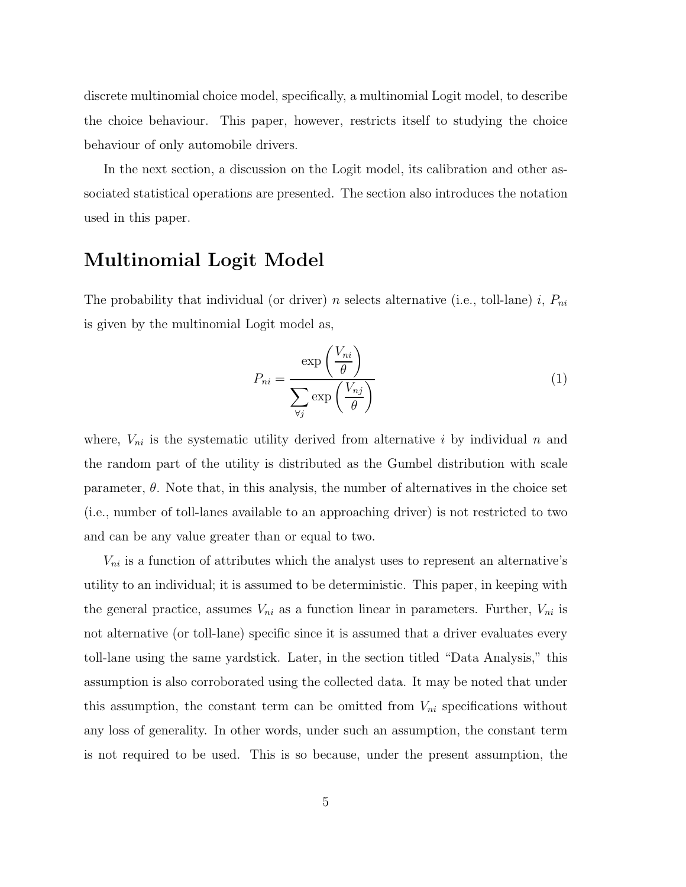discrete multinomial choice model, specifically, a multinomial Logit model, to describe the choice behaviour. This paper, however, restricts itself to studying the choice behaviour of only automobile drivers.

In the next section, a discussion on the Logit model, its calibration and other associated statistical operations are presented. The section also introduces the notation used in this paper.

## Multinomial Logit Model

The probability that individual (or driver) $n$ selects alternative (i.e., toll-lane) $i$, $P_{ni}$ is given by the multinomial Logit model as,

$$P_{ni} = \frac{\exp\left(\dfrac{V_{ni}}{\theta}\right)}{\displaystyle\sum_{\forall j} \exp\left(\dfrac{V_{nj}}{\theta}\right)} \tag{1}$$

where, $V_{ni}$ is the systematic utility derived from alternative $i$ by individual $n$ and the random part of the utility is distributed as the Gumbel distribution with scale parameter, $\theta$. Note that, in this analysis, the number of alternatives in the choice set (i.e., number of toll-lanes available to an approaching driver) is not restricted to two and can be any value greater than or equal to two.

$V_{ni}$ is a function of attributes which the analyst uses to represent an alternative's utility to an individual; it is assumed to be deterministic. This paper, in keeping with the general practice, assumes $V_{ni}$ as a function linear in parameters. Further, $V_{ni}$ is not alternative (or toll-lane) specific since it is assumed that a driver evaluates every toll-lane using the same yardstick. Later, in the section titled "Data Analysis," this assumption is also corroborated using the collected data. It may be noted that under this assumption, the constant term can be omitted from $V_{ni}$ specifications without any loss of generality. In other words, under such an assumption, the constant term is not required to be used. This is so because, under the present assumption, the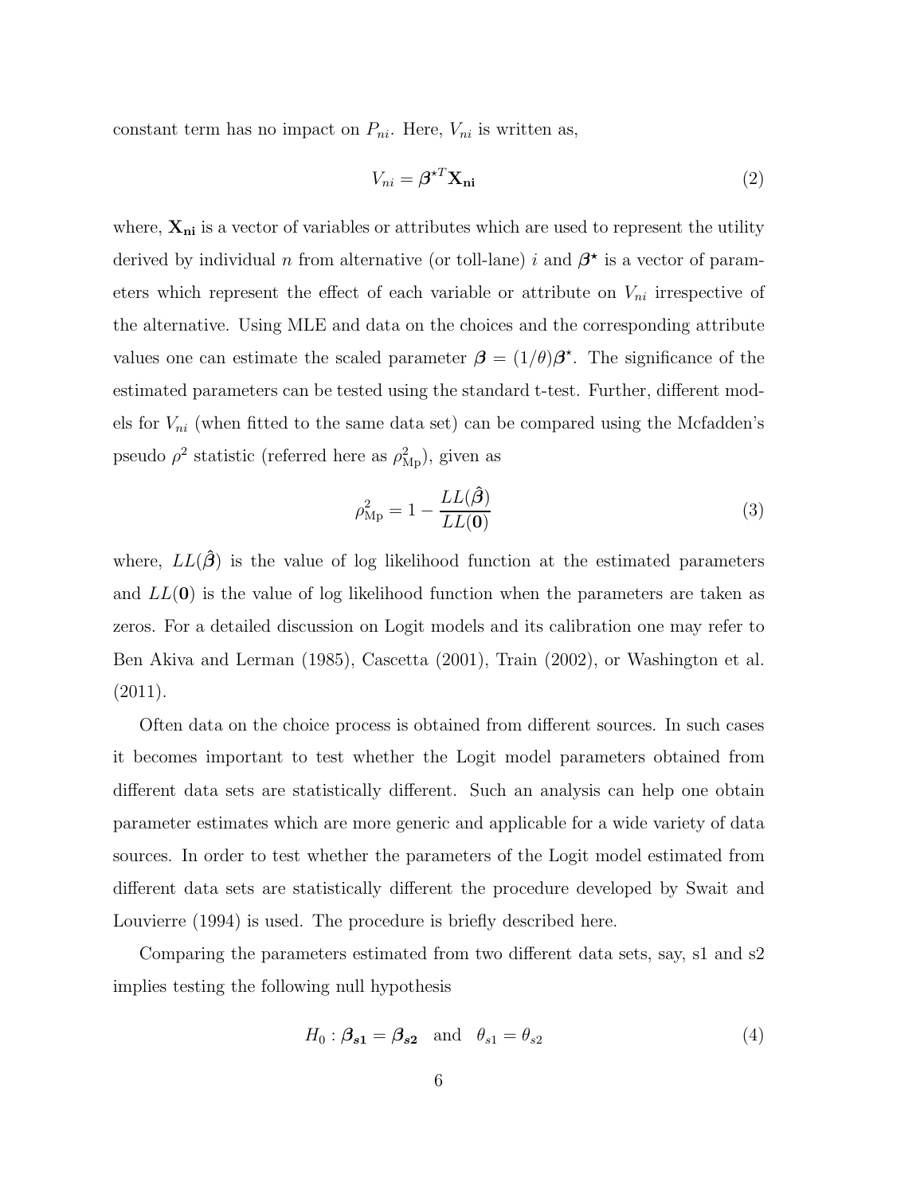constant term has no impact on $P_{ni}$. Here, $V_{ni}$ is written as,

$$V_{ni} = \boldsymbol{\beta}^{\star T} \mathbf{X_{ni}} \tag{2}$$

where, $\mathbf{X_{ni}}$ is a vector of variables or attributes which are used to represent the utility derived by individual $n$ from alternative (or toll-lane) $i$ and $\boldsymbol{\beta}^{\star}$ is a vector of parameters which represent the effect of each variable or attribute on $V_{ni}$ irrespective of the alternative. Using MLE and data on the choices and the corresponding attribute values one can estimate the scaled parameter $\boldsymbol{\beta} = (1/\theta)\boldsymbol{\beta}^{\star}$. The significance of the estimated parameters can be tested using the standard t-test. Further, different models for $V_{ni}$ (when fitted to the same data set) can be compared using the Mcfadden's pseudo $\rho^2$ statistic (referred here as $\rho^2_{\text{Mp}}$), given as

$$\rho^2_{\text{Mp}} = 1 - \frac{LL(\hat{\boldsymbol{\beta}})}{LL(\mathbf{0})} \tag{3}$$

where, $LL(\hat{\boldsymbol{\beta}})$ is the value of log likelihood function at the estimated parameters and $LL(\mathbf{0})$ is the value of log likelihood function when the parameters are taken as zeros. For a detailed discussion on Logit models and its calibration one may refer to Ben Akiva and Lerman (1985), Cascetta (2001), Train (2002), or Washington et al. (2011).

Often data on the choice process is obtained from different sources. In such cases it becomes important to test whether the Logit model parameters obtained from different data sets are statistically different. Such an analysis can help one obtain parameter estimates which are more generic and applicable for a wide variety of data sources. In order to test whether the parameters of the Logit model estimated from different data sets are statistically different the procedure developed by Swait and Louvierre (1994) is used. The procedure is briefly described here.

Comparing the parameters estimated from two different data sets, say, s1 and s2 implies testing the following null hypothesis

$$H_0 : \boldsymbol{\beta_{s1}} = \boldsymbol{\beta_{s2}} \quad \text{and} \quad \theta_{s1} = \theta_{s2} \tag{4}$$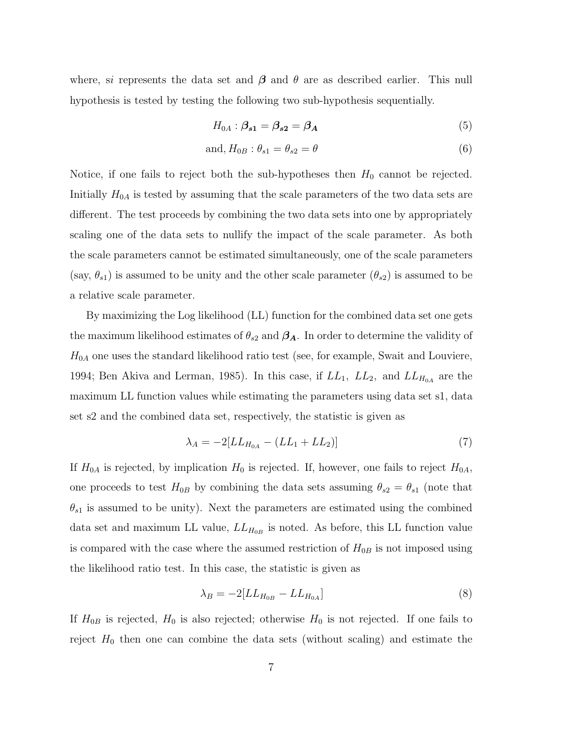where, s$i$ represents the data set and $\boldsymbol{\beta}$ and $\theta$ are as described earlier. This null hypothesis is tested by testing the following two sub-hypothesis sequentially.

$$H_{0A} : \boldsymbol{\beta_{s1}} = \boldsymbol{\beta_{s2}} = \boldsymbol{\beta_A} \tag{5}$$

$$\text{and}, H_{0B} : \theta_{s1} = \theta_{s2} = \theta \tag{6}$$

Notice, if one fails to reject both the sub-hypotheses then $H_0$ cannot be rejected. Initially $H_{0A}$ is tested by assuming that the scale parameters of the two data sets are different. The test proceeds by combining the two data sets into one by appropriately scaling one of the data sets to nullify the impact of the scale parameter. As both the scale parameters cannot be estimated simultaneously, one of the scale parameters (say, $\theta_{s1}$) is assumed to be unity and the other scale parameter ($\theta_{s2}$) is assumed to be a relative scale parameter.

By maximizing the Log likelihood (LL) function for the combined data set one gets the maximum likelihood estimates of $\theta_{s2}$ and $\boldsymbol{\beta_A}$. In order to determine the validity of $H_{0A}$ one uses the standard likelihood ratio test (see, for example, Swait and Louviere, 1994; Ben Akiva and Lerman, 1985). In this case, if $LL_1$, $LL_2$, and $LL_{H_{0A}}$ are the maximum LL function values while estimating the parameters using data set s1, data set s2 and the combined data set, respectively, the statistic is given as

$$\lambda_A = -2[LL_{H_{0A}} - (LL_1 + LL_2)] \tag{7}$$

If $H_{0A}$ is rejected, by implication $H_0$ is rejected. If, however, one fails to reject $H_{0A}$, one proceeds to test $H_{0B}$ by combining the data sets assuming $\theta_{s2} = \theta_{s1}$ (note that $\theta_{s1}$ is assumed to be unity). Next the parameters are estimated using the combined data set and maximum LL value, $LL_{H_{0B}}$ is noted. As before, this LL function value is compared with the case where the assumed restriction of $H_{0B}$ is not imposed using the likelihood ratio test. In this case, the statistic is given as

$$\lambda_B = -2[LL_{H_{0B}} - LL_{H_{0A}}] \tag{8}$$

If $H_{0B}$ is rejected, $H_0$ is also rejected; otherwise $H_0$ is not rejected. If one fails to reject $H_0$ then one can combine the data sets (without scaling) and estimate the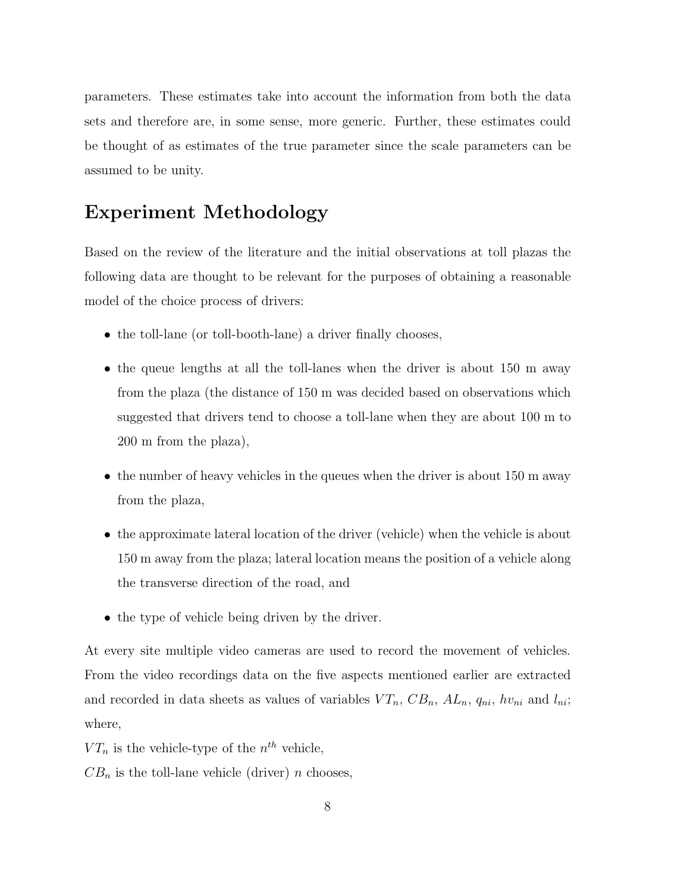parameters. These estimates take into account the information from both the data sets and therefore are, in some sense, more generic. Further, these estimates could be thought of as estimates of the true parameter since the scale parameters can be assumed to be unity.

## Experiment Methodology

Based on the review of the literature and the initial observations at toll plazas the following data are thought to be relevant for the purposes of obtaining a reasonable model of the choice process of drivers:

- the toll-lane (or toll-booth-lane) a driver finally chooses,
- the queue lengths at all the toll-lanes when the driver is about 150 m away from the plaza (the distance of 150 m was decided based on observations which suggested that drivers tend to choose a toll-lane when they are about 100 m to 200 m from the plaza),
- the number of heavy vehicles in the queues when the driver is about 150 m away from the plaza,
- the approximate lateral location of the driver (vehicle) when the vehicle is about 150 m away from the plaza; lateral location means the position of a vehicle along the transverse direction of the road, and
- the type of vehicle being driven by the driver.

At every site multiple video cameras are used to record the movement of vehicles. From the video recordings data on the five aspects mentioned earlier are extracted and recorded in data sheets as values of variables $VT_n$, $CB_n$, $AL_n$, $q_{ni}$, $hv_{ni}$ and $l_{ni}$; where,

$VT_n$ is the vehicle-type of the $n^{th}$ vehicle,

$CB_n$ is the toll-lane vehicle (driver) $n$ chooses,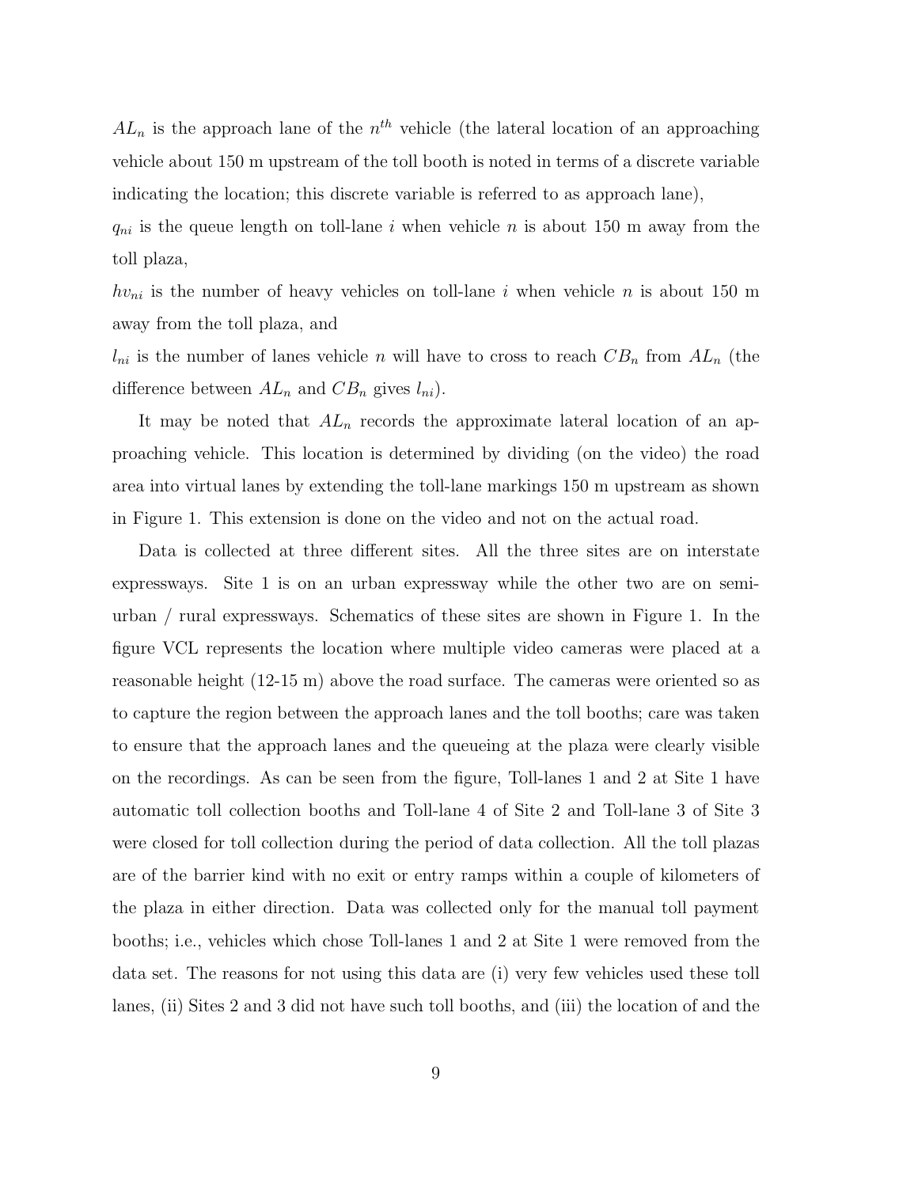$AL_n$ is the approach lane of the $n^{th}$ vehicle (the lateral location of an approaching vehicle about 150 m upstream of the toll booth is noted in terms of a discrete variable indicating the location; this discrete variable is referred to as approach lane),

$q_{ni}$ is the queue length on toll-lane $i$ when vehicle $n$ is about 150 m away from the toll plaza,

$hv_{ni}$ is the number of heavy vehicles on toll-lane $i$ when vehicle $n$ is about 150 m away from the toll plaza, and

$l_{ni}$ is the number of lanes vehicle $n$ will have to cross to reach $CB_n$ from $AL_n$ (the difference between $AL_n$ and $CB_n$ gives $l_{ni}$).

It may be noted that $AL_n$ records the approximate lateral location of an approaching vehicle. This location is determined by dividing (on the video) the road area into virtual lanes by extending the toll-lane markings 150 m upstream as shown in Figure 1. This extension is done on the video and not on the actual road.

Data is collected at three different sites. All the three sites are on interstate expressways. Site 1 is on an urban expressway while the other two are on semi-urban / rural expressways. Schematics of these sites are shown in Figure 1. In the figure VCL represents the location where multiple video cameras were placed at a reasonable height (12-15 m) above the road surface. The cameras were oriented so as to capture the region between the approach lanes and the toll booths; care was taken to ensure that the approach lanes and the queueing at the plaza were clearly visible on the recordings. As can be seen from the figure, Toll-lanes 1 and 2 at Site 1 have automatic toll collection booths and Toll-lane 4 of Site 2 and Toll-lane 3 of Site 3 were closed for toll collection during the period of data collection. All the toll plazas are of the barrier kind with no exit or entry ramps within a couple of kilometers of the plaza in either direction. Data was collected only for the manual toll payment booths; i.e., vehicles which chose Toll-lanes 1 and 2 at Site 1 were removed from the data set. The reasons for not using this data are (i) very few vehicles used these toll lanes, (ii) Sites 2 and 3 did not have such toll booths, and (iii) the location of and the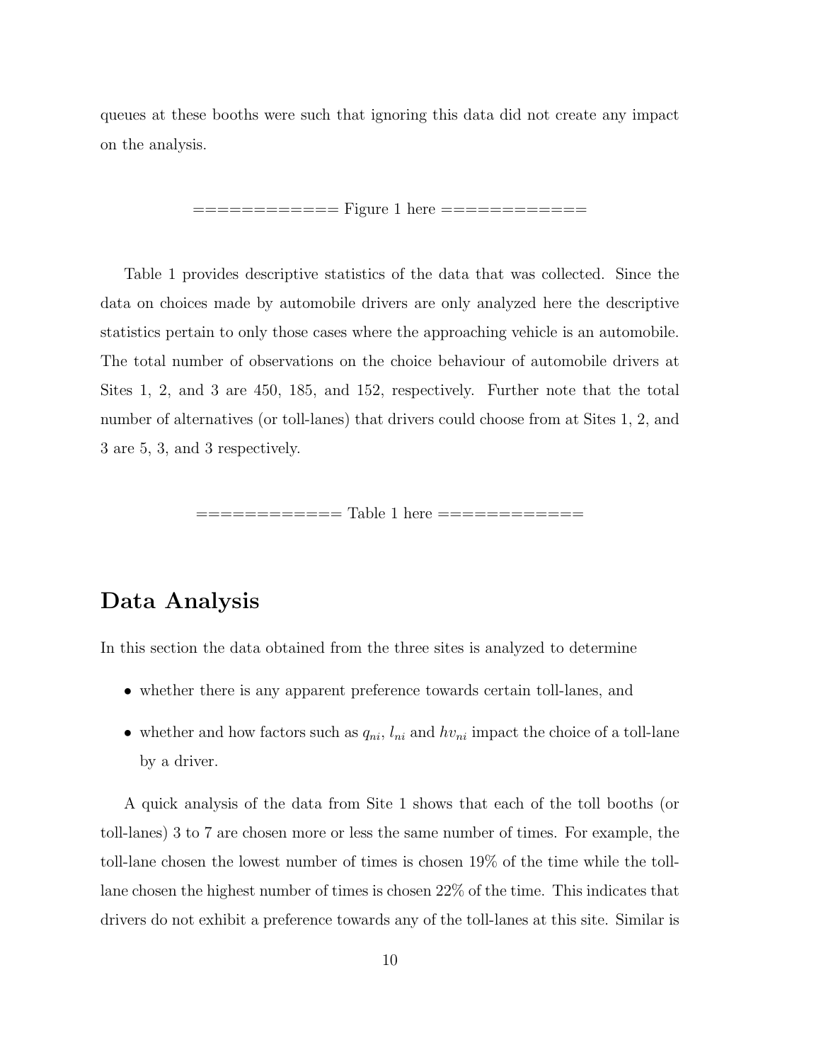queues at these booths were such that ignoring this data did not create any impact on the analysis.

============ Figure 1 here ============

Table 1 provides descriptive statistics of the data that was collected. Since the data on choices made by automobile drivers are only analyzed here the descriptive statistics pertain to only those cases where the approaching vehicle is an automobile. The total number of observations on the choice behaviour of automobile drivers at Sites 1, 2, and 3 are 450, 185, and 152, respectively. Further note that the total number of alternatives (or toll-lanes) that drivers could choose from at Sites 1, 2, and 3 are 5, 3, and 3 respectively.

============ Table 1 here ============

## Data Analysis

In this section the data obtained from the three sites is analyzed to determine

- whether there is any apparent preference towards certain toll-lanes, and
- whether and how factors such as $q_{ni}$, $l_{ni}$ and $hv_{ni}$ impact the choice of a toll-lane by a driver.

A quick analysis of the data from Site 1 shows that each of the toll booths (or toll-lanes) 3 to 7 are chosen more or less the same number of times. For example, the toll-lane chosen the lowest number of times is chosen 19% of the time while the toll-lane chosen the highest number of times is chosen 22% of the time. This indicates that drivers do not exhibit a preference towards any of the toll-lanes at this site. Similar is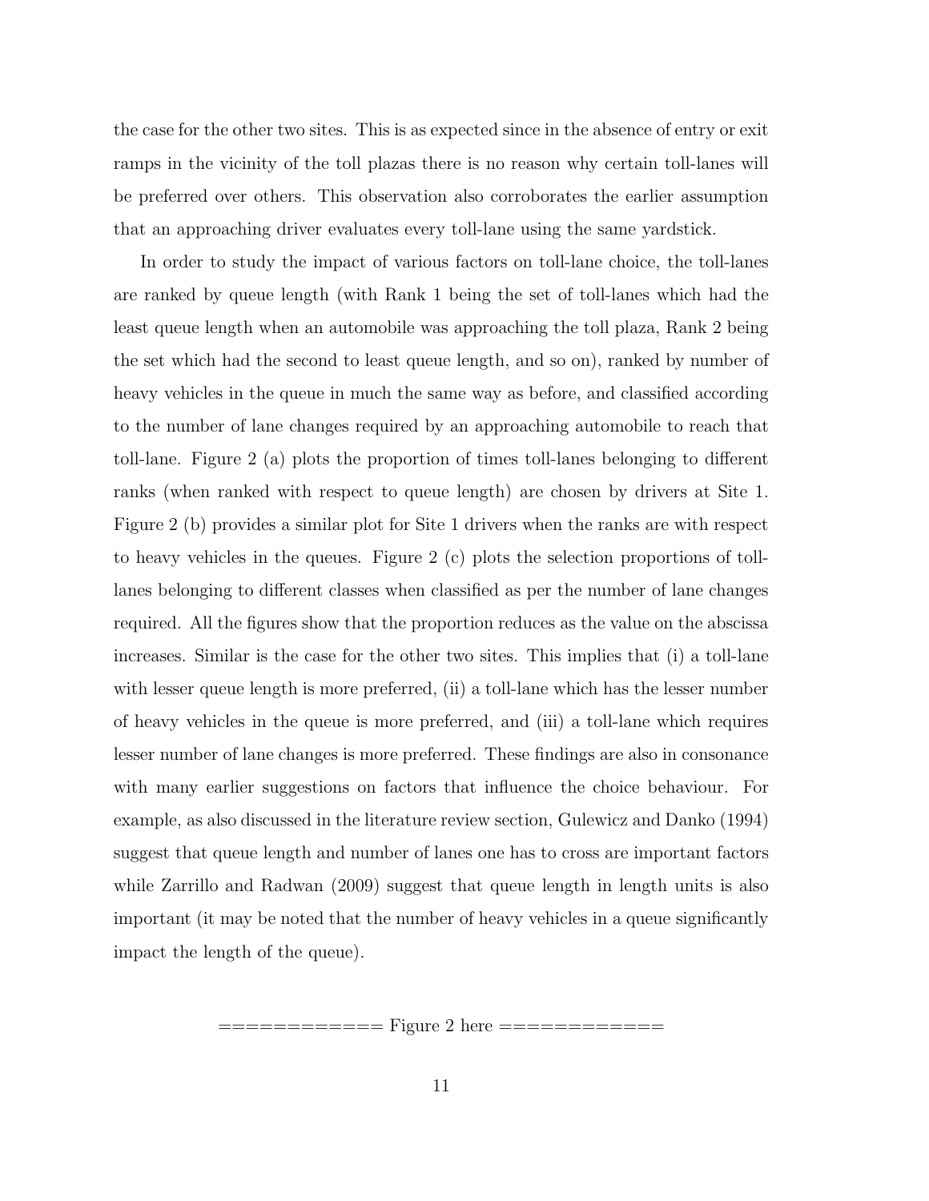the case for the other two sites. This is as expected since in the absence of entry or exit ramps in the vicinity of the toll plazas there is no reason why certain toll-lanes will be preferred over others. This observation also corroborates the earlier assumption that an approaching driver evaluates every toll-lane using the same yardstick.

In order to study the impact of various factors on toll-lane choice, the toll-lanes are ranked by queue length (with Rank 1 being the set of toll-lanes which had the least queue length when an automobile was approaching the toll plaza, Rank 2 being the set which had the second to least queue length, and so on), ranked by number of heavy vehicles in the queue in much the same way as before, and classified according to the number of lane changes required by an approaching automobile to reach that toll-lane. Figure 2 (a) plots the proportion of times toll-lanes belonging to different ranks (when ranked with respect to queue length) are chosen by drivers at Site 1. Figure 2 (b) provides a similar plot for Site 1 drivers when the ranks are with respect to heavy vehicles in the queues. Figure 2 (c) plots the selection proportions of toll-lanes belonging to different classes when classified as per the number of lane changes required. All the figures show that the proportion reduces as the value on the abscissa increases. Similar is the case for the other two sites. This implies that (i) a toll-lane with lesser queue length is more preferred, (ii) a toll-lane which has the lesser number of heavy vehicles in the queue is more preferred, and (iii) a toll-lane which requires lesser number of lane changes is more preferred. These findings are also in consonance with many earlier suggestions on factors that influence the choice behaviour. For example, as also discussed in the literature review section, Gulewicz and Danko (1994) suggest that queue length and number of lanes one has to cross are important factors while Zarrillo and Radwan (2009) suggest that queue length in length units is also important (it may be noted that the number of heavy vehicles in a queue significantly impact the length of the queue).

============ Figure 2 here ============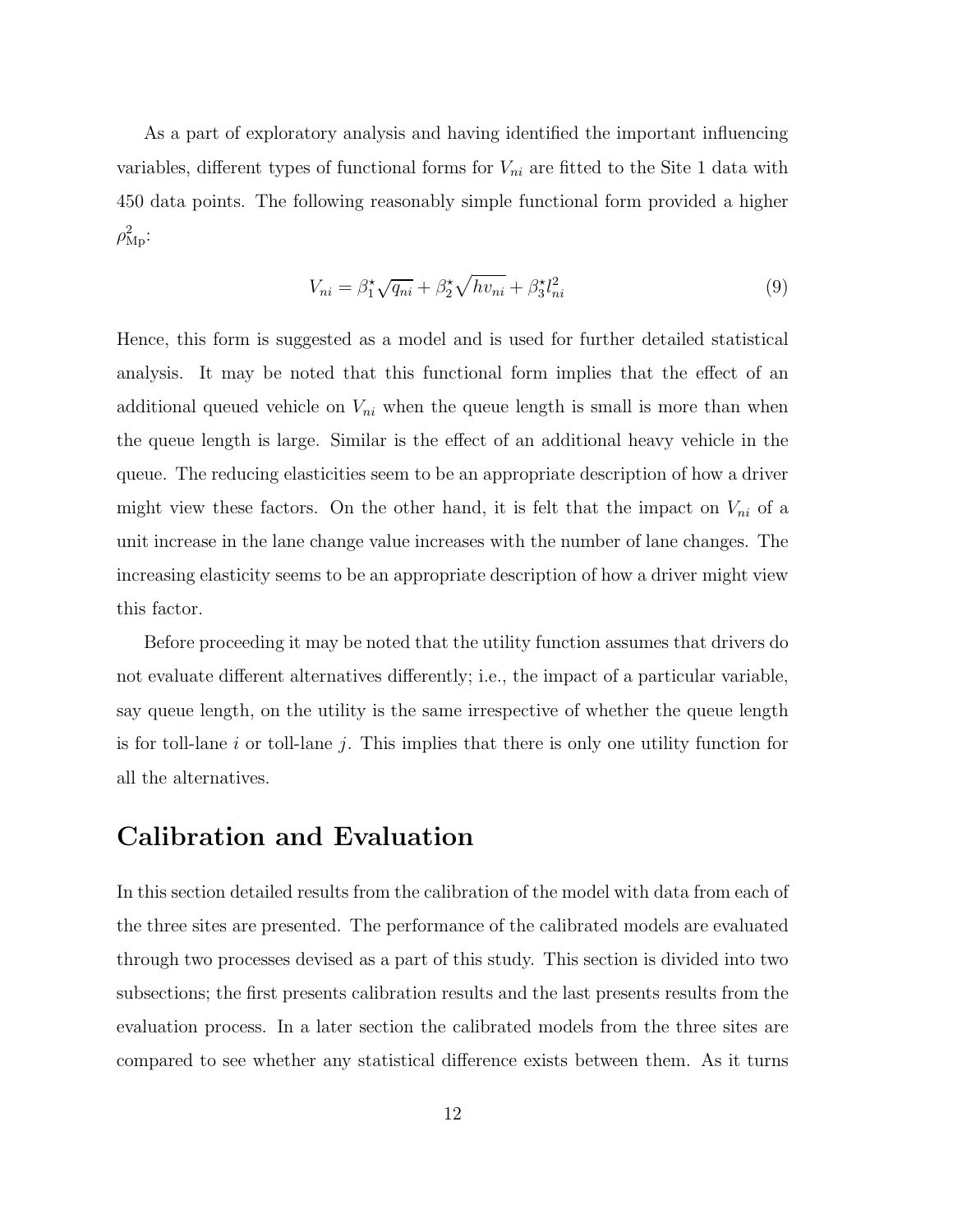As a part of exploratory analysis and having identified the important influencing variables, different types of functional forms for $V_{ni}$ are fitted to the Site 1 data with 450 data points. The following reasonably simple functional form provided a higher $\rho^2_{\mathrm{Mp}}$:

$$V_{ni} = \beta_1^\star \sqrt{q_{ni}} + \beta_2^\star \sqrt{hv_{ni}} + \beta_3^\star l_{ni}^2 \tag{9}$$

Hence, this form is suggested as a model and is used for further detailed statistical analysis. It may be noted that this functional form implies that the effect of an additional queued vehicle on $V_{ni}$ when the queue length is small is more than when the queue length is large. Similar is the effect of an additional heavy vehicle in the queue. The reducing elasticities seem to be an appropriate description of how a driver might view these factors. On the other hand, it is felt that the impact on $V_{ni}$ of a unit increase in the lane change value increases with the number of lane changes. The increasing elasticity seems to be an appropriate description of how a driver might view this factor.

Before proceeding it may be noted that the utility function assumes that drivers do not evaluate different alternatives differently; i.e., the impact of a particular variable, say queue length, on the utility is the same irrespective of whether the queue length is for toll-lane $i$ or toll-lane $j$. This implies that there is only one utility function for all the alternatives.

## Calibration and Evaluation

In this section detailed results from the calibration of the model with data from each of the three sites are presented. The performance of the calibrated models are evaluated through two processes devised as a part of this study. This section is divided into two subsections; the first presents calibration results and the last presents results from the evaluation process. In a later section the calibrated models from the three sites are compared to see whether any statistical difference exists between them. As it turns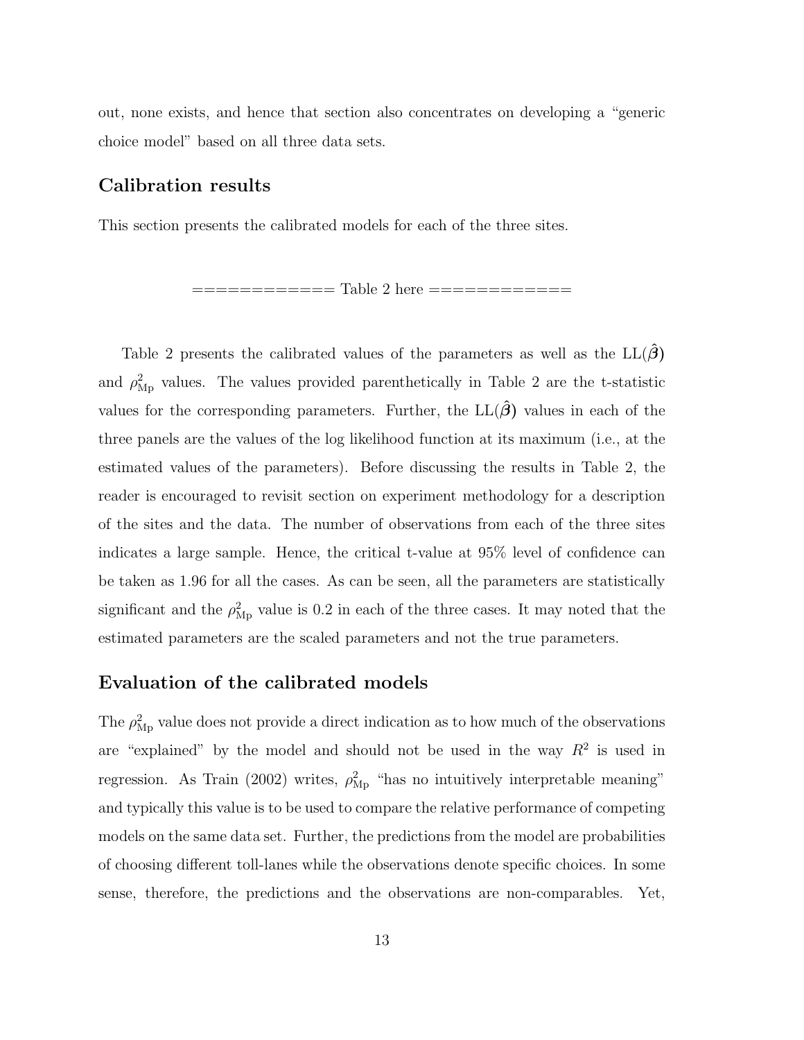out, none exists, and hence that section also concentrates on developing a "generic choice model" based on all three data sets.

## Calibration results

This section presents the calibrated models for each of the three sites.

============ Table 2 here ============

Table 2 presents the calibrated values of the parameters as well as the $\mathrm{LL}(\hat{\boldsymbol{\beta}})$ and $\rho^2_{\mathrm{Mp}}$ values. The values provided parenthetically in Table 2 are the t-statistic values for the corresponding parameters. Further, the $\mathrm{LL}(\hat{\boldsymbol{\beta}})$ values in each of the three panels are the values of the log likelihood function at its maximum (i.e., at the estimated values of the parameters). Before discussing the results in Table 2, the reader is encouraged to revisit section on experiment methodology for a description of the sites and the data. The number of observations from each of the three sites indicates a large sample. Hence, the critical t-value at 95% level of confidence can be taken as 1.96 for all the cases. As can be seen, all the parameters are statistically significant and the $\rho^2_{\mathrm{Mp}}$ value is 0.2 in each of the three cases. It may noted that the estimated parameters are the scaled parameters and not the true parameters.

## Evaluation of the calibrated models

The $\rho^2_{\mathrm{Mp}}$ value does not provide a direct indication as to how much of the observations are "explained" by the model and should not be used in the way $R^2$ is used in regression. As Train (2002) writes, $\rho^2_{\mathrm{Mp}}$ "has no intuitively interpretable meaning" and typically this value is to be used to compare the relative performance of competing models on the same data set. Further, the predictions from the model are probabilities of choosing different toll-lanes while the observations denote specific choices. In some sense, therefore, the predictions and the observations are non-comparables. Yet,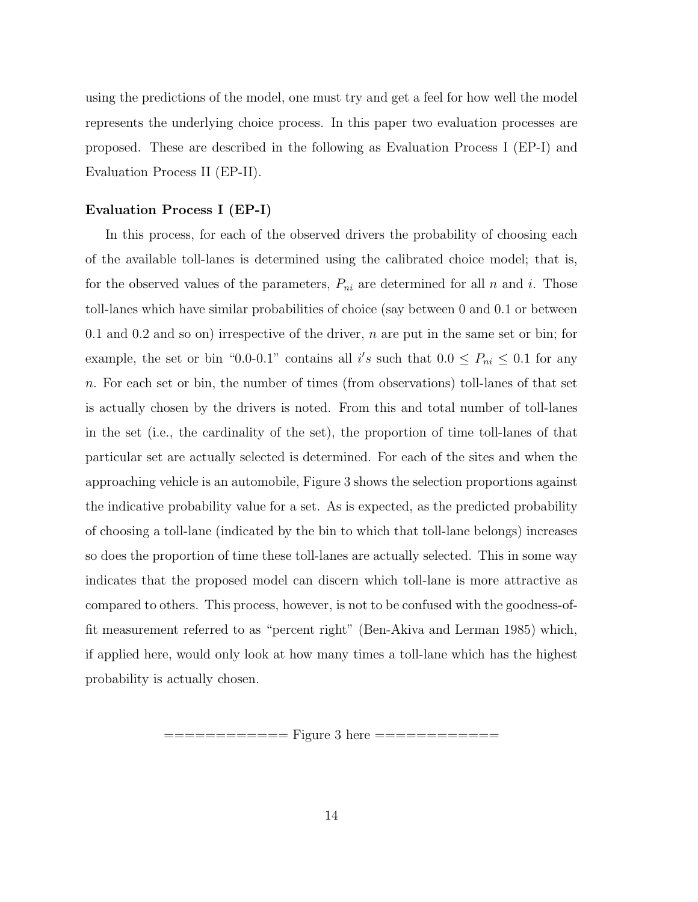using the predictions of the model, one must try and get a feel for how well the model represents the underlying choice process. In this paper two evaluation processes are proposed. These are described in the following as Evaluation Process I (EP-I) and Evaluation Process II (EP-II).

**Evaluation Process I (EP-I)**

In this process, for each of the observed drivers the probability of choosing each of the available toll-lanes is determined using the calibrated choice model; that is, for the observed values of the parameters, $P_{ni}$ are determined for all $n$ and $i$. Those toll-lanes which have similar probabilities of choice (say between 0 and 0.1 or between 0.1 and 0.2 and so on) irrespective of the driver, $n$ are put in the same set or bin; for example, the set or bin "0.0-0.1" contains all $i's$ such that $0.0 \leq P_{ni} \leq 0.1$ for any $n$. For each set or bin, the number of times (from observations) toll-lanes of that set is actually chosen by the drivers is noted. From this and total number of toll-lanes in the set (i.e., the cardinality of the set), the proportion of time toll-lanes of that particular set are actually selected is determined. For each of the sites and when the approaching vehicle is an automobile, Figure 3 shows the selection proportions against the indicative probability value for a set. As is expected, as the predicted probability of choosing a toll-lane (indicated by the bin to which that toll-lane belongs) increases so does the proportion of time these toll-lanes are actually selected. This in some way indicates that the proposed model can discern which toll-lane is more attractive as compared to others. This process, however, is not to be confused with the goodness-of-fit measurement referred to as "percent right" (Ben-Akiva and Lerman 1985) which, if applied here, would only look at how many times a toll-lane which has the highest probability is actually chosen.

============ Figure 3 here ============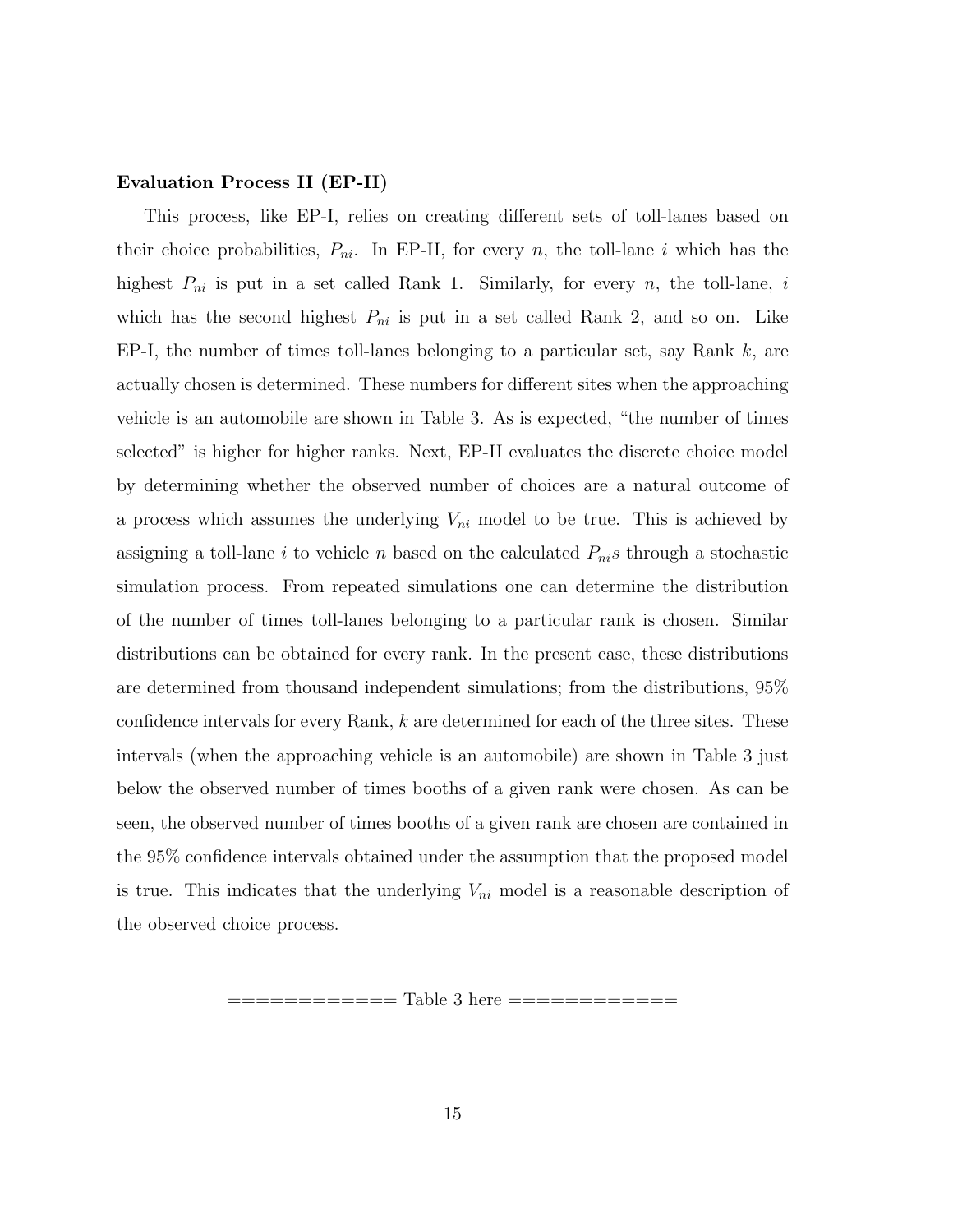**Evaluation Process II (EP-II)**

This process, like EP-I, relies on creating different sets of toll-lanes based on their choice probabilities, $P_{ni}$. In EP-II, for every $n$, the toll-lane $i$ which has the highest $P_{ni}$ is put in a set called Rank 1. Similarly, for every $n$, the toll-lane, $i$ which has the second highest $P_{ni}$ is put in a set called Rank 2, and so on. Like EP-I, the number of times toll-lanes belonging to a particular set, say Rank $k$, are actually chosen is determined. These numbers for different sites when the approaching vehicle is an automobile are shown in Table 3. As is expected, "the number of times selected" is higher for higher ranks. Next, EP-II evaluates the discrete choice model by determining whether the observed number of choices are a natural outcome of a process which assumes the underlying $V_{ni}$ model to be true. This is achieved by assigning a toll-lane $i$ to vehicle $n$ based on the calculated $P_{ni}$s through a stochastic simulation process. From repeated simulations one can determine the distribution of the number of times toll-lanes belonging to a particular rank is chosen. Similar distributions can be obtained for every rank. In the present case, these distributions are determined from thousand independent simulations; from the distributions, 95% confidence intervals for every Rank, $k$ are determined for each of the three sites. These intervals (when the approaching vehicle is an automobile) are shown in Table 3 just below the observed number of times booths of a given rank were chosen. As can be seen, the observed number of times booths of a given rank are chosen are contained in the 95% confidence intervals obtained under the assumption that the proposed model is true. This indicates that the underlying $V_{ni}$ model is a reasonable description of the observed choice process.

============ Table 3 here ============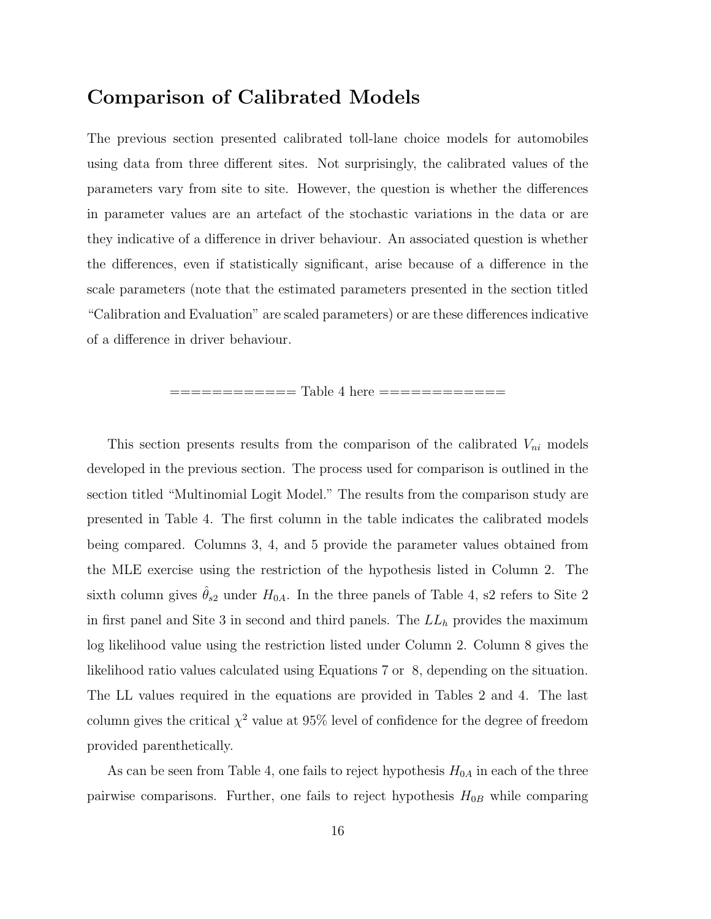## Comparison of Calibrated Models

The previous section presented calibrated toll-lane choice models for automobiles using data from three different sites. Not surprisingly, the calibrated values of the parameters vary from site to site. However, the question is whether the differences in parameter values are an artefact of the stochastic variations in the data or are they indicative of a difference in driver behaviour. An associated question is whether the differences, even if statistically significant, arise because of a difference in the scale parameters (note that the estimated parameters presented in the section titled "Calibration and Evaluation" are scaled parameters) or are these differences indicative of a difference in driver behaviour.

============ Table 4 here ============

This section presents results from the comparison of the calibrated $V_{ni}$ models developed in the previous section. The process used for comparison is outlined in the section titled "Multinomial Logit Model." The results from the comparison study are presented in Table 4. The first column in the table indicates the calibrated models being compared. Columns 3, 4, and 5 provide the parameter values obtained from the MLE exercise using the restriction of the hypothesis listed in Column 2. The sixth column gives $\hat{\theta}_{s2}$ under $H_{0A}$. In the three panels of Table 4, s2 refers to Site 2 in first panel and Site 3 in second and third panels. The $LL_h$ provides the maximum log likelihood value using the restriction listed under Column 2. Column 8 gives the likelihood ratio values calculated using Equations 7 or 8, depending on the situation. The LL values required in the equations are provided in Tables 2 and 4. The last column gives the critical $\chi^2$ value at 95% level of confidence for the degree of freedom provided parenthetically.

As can be seen from Table 4, one fails to reject hypothesis $H_{0A}$ in each of the three pairwise comparisons. Further, one fails to reject hypothesis $H_{0B}$ while comparing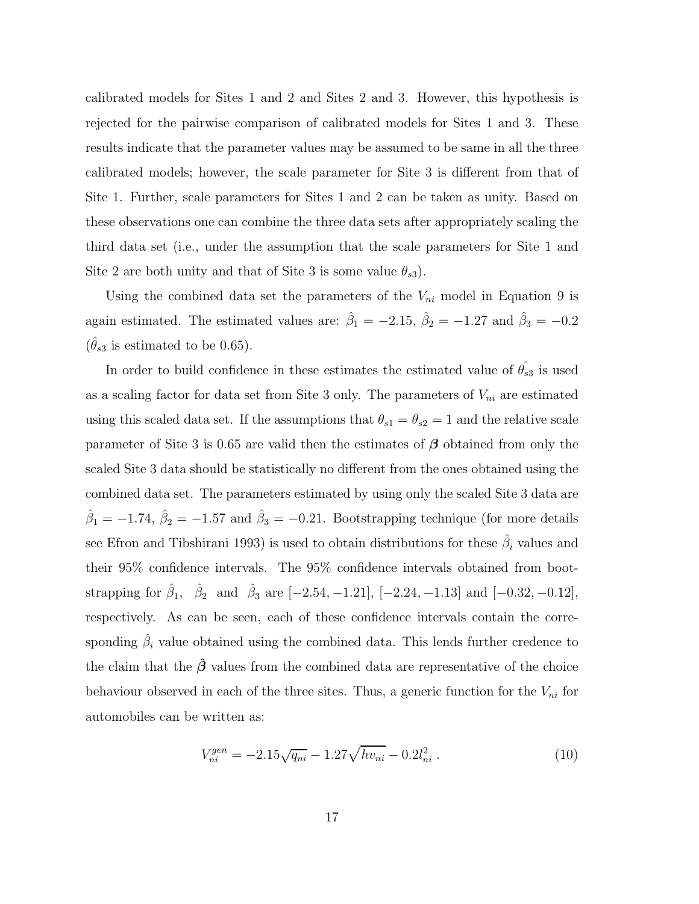calibrated models for Sites 1 and 2 and Sites 2 and 3. However, this hypothesis is rejected for the pairwise comparison of calibrated models for Sites 1 and 3. These results indicate that the parameter values may be assumed to be same in all the three calibrated models; however, the scale parameter for Site 3 is different from that of Site 1. Further, scale parameters for Sites 1 and 2 can be taken as unity. Based on these observations one can combine the three data sets after appropriately scaling the third data set (i.e., under the assumption that the scale parameters for Site 1 and Site 2 are both unity and that of Site 3 is some value $\theta_{s3}$).

Using the combined data set the parameters of the $V_{ni}$ model in Equation 9 is again estimated. The estimated values are: $\hat{\beta}_1 = -2.15$, $\hat{\beta}_2 = -1.27$ and $\hat{\beta}_3 = -0.2$ ($\hat{\theta}_{s3}$ is estimated to be 0.65).

In order to build confidence in these estimates the estimated value of $\hat{\theta_{s3}}$ is used as a scaling factor for data set from Site 3 only. The parameters of $V_{ni}$ are estimated using this scaled data set. If the assumptions that $\theta_{s1} = \theta_{s2} = 1$ and the relative scale parameter of Site 3 is 0.65 are valid then the estimates of $\boldsymbol{\beta}$ obtained from only the scaled Site 3 data should be statistically no different from the ones obtained using the combined data set. The parameters estimated by using only the scaled Site 3 data are $\hat{\beta}_1 = -1.74$, $\hat{\beta}_2 = -1.57$ and $\hat{\beta}_3 = -0.21$. Bootstrapping technique (for more details see Efron and Tibshirani 1993) is used to obtain distributions for these $\hat{\beta}_i$ values and their 95% confidence intervals. The 95% confidence intervals obtained from bootstrapping for $\hat{\beta}_1$, $\hat{\beta}_2$ and $\hat{\beta}_3$ are $[-2.54, -1.21]$, $[-2.24, -1.13]$ and $[-0.32, -0.12]$, respectively. As can be seen, each of these confidence intervals contain the corresponding $\hat{\beta}_i$ value obtained using the combined data. This lends further credence to the claim that the $\hat{\boldsymbol{\beta}}$ values from the combined data are representative of the choice behaviour observed in each of the three sites. Thus, a generic function for the $V_{ni}$ for automobiles can be written as:

$$V_{ni}^{gen} = -2.15\sqrt{q_{ni}} - 1.27\sqrt{hv_{ni}} - 0.2l_{ni}^2 \,. \tag{10}$$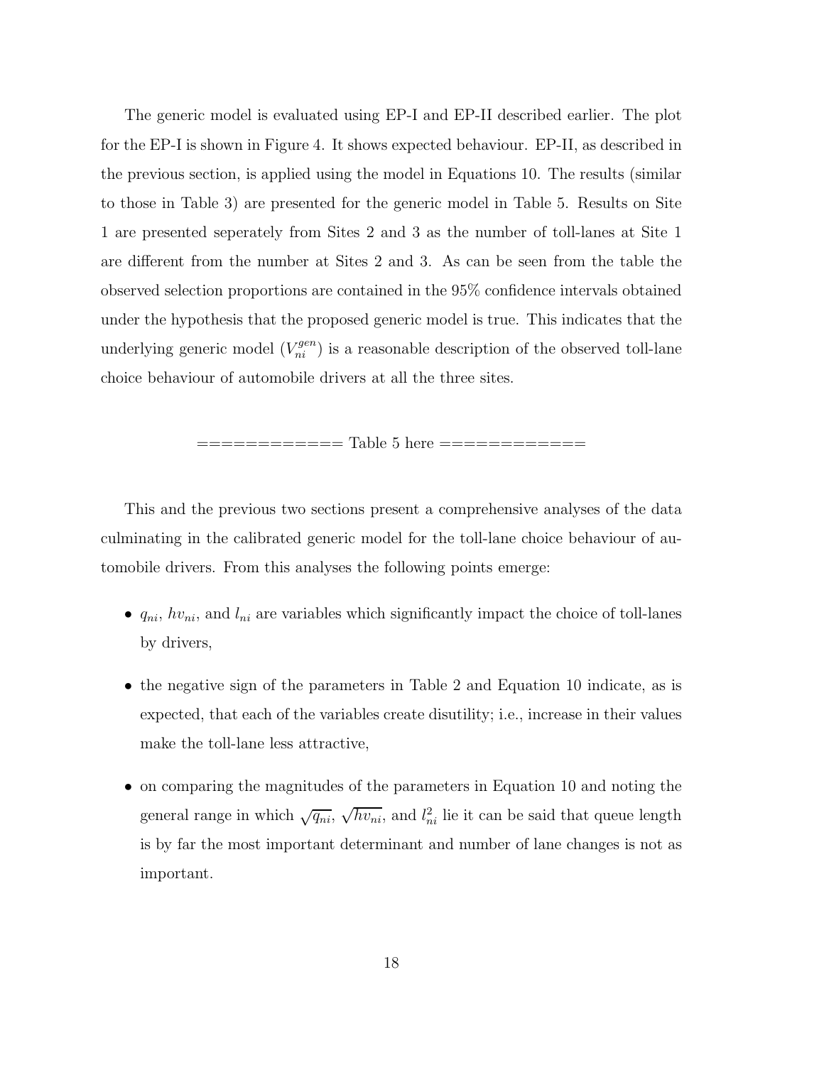The generic model is evaluated using EP-I and EP-II described earlier. The plot for the EP-I is shown in Figure 4. It shows expected behaviour. EP-II, as described in the previous section, is applied using the model in Equations 10. The results (similar to those in Table 3) are presented for the generic model in Table 5. Results on Site 1 are presented seperately from Sites 2 and 3 as the number of toll-lanes at Site 1 are different from the number at Sites 2 and 3. As can be seen from the table the observed selection proportions are contained in the 95% confidence intervals obtained under the hypothesis that the proposed generic model is true. This indicates that the underlying generic model ($V_{ni}^{gen}$) is a reasonable description of the observed toll-lane choice behaviour of automobile drivers at all the three sites.

============ Table 5 here ============

This and the previous two sections present a comprehensive analyses of the data culminating in the calibrated generic model for the toll-lane choice behaviour of automobile drivers. From this analyses the following points emerge:

- $q_{ni}$, $hv_{ni}$, and $l_{ni}$ are variables which significantly impact the choice of toll-lanes by drivers,
- the negative sign of the parameters in Table 2 and Equation 10 indicate, as is expected, that each of the variables create disutility; i.e., increase in their values make the toll-lane less attractive,
- on comparing the magnitudes of the parameters in Equation 10 and noting the general range in which $\sqrt{q_{ni}}$, $\sqrt{hv_{ni}}$, and $l_{ni}^2$ lie it can be said that queue length is by far the most important determinant and number of lane changes is not as important.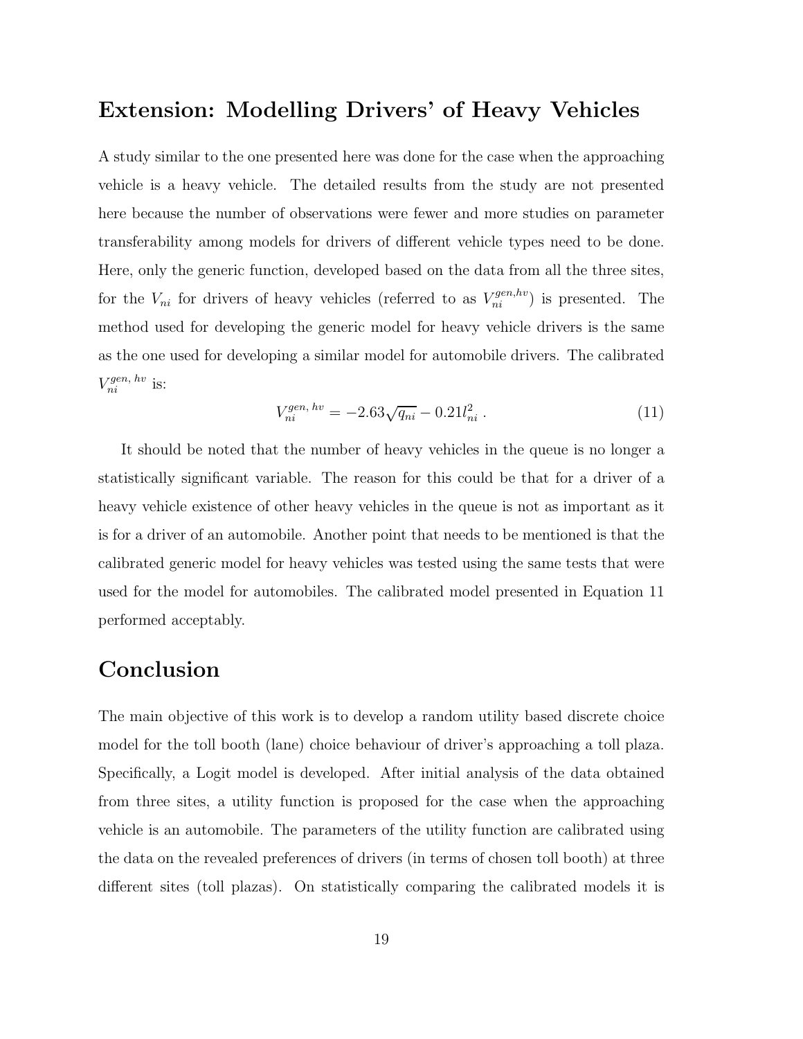## Extension: Modelling Drivers' of Heavy Vehicles

A study similar to the one presented here was done for the case when the approaching vehicle is a heavy vehicle. The detailed results from the study are not presented here because the number of observations were fewer and more studies on parameter transferability among models for drivers of different vehicle types need to be done. Here, only the generic function, developed based on the data from all the three sites, for the $V_{ni}$ for drivers of heavy vehicles (referred to as $V_{ni}^{gen,hv}$) is presented. The method used for developing the generic model for heavy vehicle drivers is the same as the one used for developing a similar model for automobile drivers. The calibrated $V_{ni}^{gen,\,hv}$ is:

$$V_{ni}^{gen,\,hv} = -2.63\sqrt{q_{ni}} - 0.21 l_{ni}^2 \,. \tag{11}$$

It should be noted that the number of heavy vehicles in the queue is no longer a statistically significant variable. The reason for this could be that for a driver of a heavy vehicle existence of other heavy vehicles in the queue is not as important as it is for a driver of an automobile. Another point that needs to be mentioned is that the calibrated generic model for heavy vehicles was tested using the same tests that were used for the model for automobiles. The calibrated model presented in Equation 11 performed acceptably.

## Conclusion

The main objective of this work is to develop a random utility based discrete choice model for the toll booth (lane) choice behaviour of driver's approaching a toll plaza. Specifically, a Logit model is developed. After initial analysis of the data obtained from three sites, a utility function is proposed for the case when the approaching vehicle is an automobile. The parameters of the utility function are calibrated using the data on the revealed preferences of drivers (in terms of chosen toll booth) at three different sites (toll plazas). On statistically comparing the calibrated models it is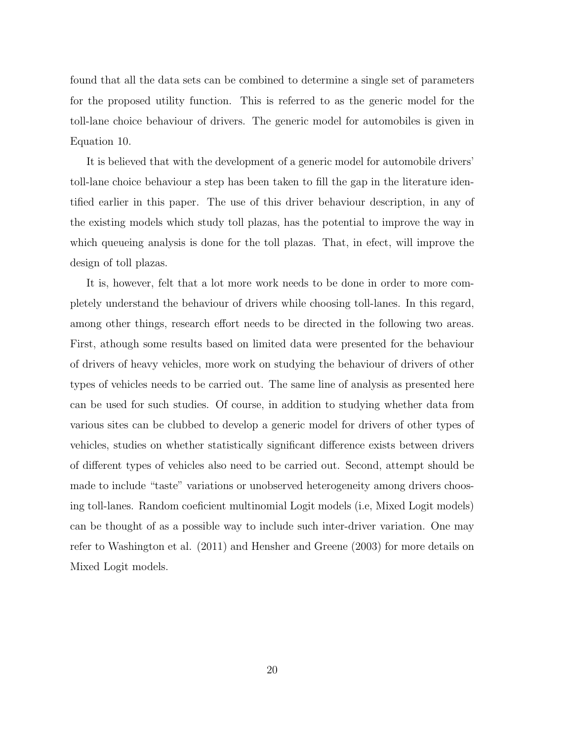found that all the data sets can be combined to determine a single set of parameters for the proposed utility function. This is referred to as the generic model for the toll-lane choice behaviour of drivers. The generic model for automobiles is given in Equation 10.

It is believed that with the development of a generic model for automobile drivers' toll-lane choice behaviour a step has been taken to fill the gap in the literature identified earlier in this paper. The use of this driver behaviour description, in any of the existing models which study toll plazas, has the potential to improve the way in which queueing analysis is done for the toll plazas. That, in efect, will improve the design of toll plazas.

It is, however, felt that a lot more work needs to be done in order to more completely understand the behaviour of drivers while choosing toll-lanes. In this regard, among other things, research effort needs to be directed in the following two areas. First, athough some results based on limited data were presented for the behaviour of drivers of heavy vehicles, more work on studying the behaviour of drivers of other types of vehicles needs to be carried out. The same line of analysis as presented here can be used for such studies. Of course, in addition to studying whether data from various sites can be clubbed to develop a generic model for drivers of other types of vehicles, studies on whether statistically significant difference exists between drivers of different types of vehicles also need to be carried out. Second, attempt should be made to include "taste" variations or unobserved heterogeneity among drivers choosing toll-lanes. Random coeficient multinomial Logit models (i.e, Mixed Logit models) can be thought of as a possible way to include such inter-driver variation. One may refer to Washington et al. (2011) and Hensher and Greene (2003) for more details on Mixed Logit models.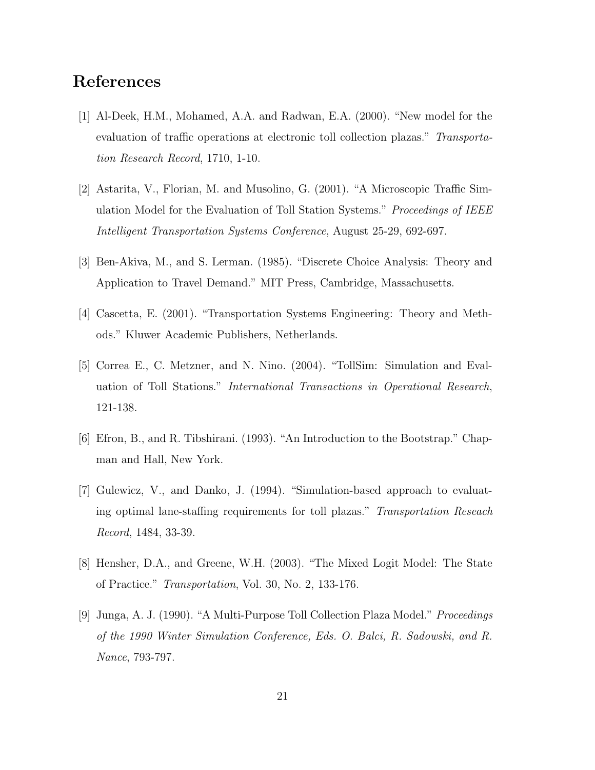## References

[1] Al-Deek, H.M., Mohamed, A.A. and Radwan, E.A. (2000). "New model for the evaluation of traffic operations at electronic toll collection plazas." *Transportation Research Record*, 1710, 1-10.

[2] Astarita, V., Florian, M. and Musolino, G. (2001). "A Microscopic Traffic Simulation Model for the Evaluation of Toll Station Systems." *Proceedings of IEEE Intelligent Transportation Systems Conference*, August 25-29, 692-697.

[3] Ben-Akiva, M., and S. Lerman. (1985). "Discrete Choice Analysis: Theory and Application to Travel Demand." MIT Press, Cambridge, Massachusetts.

[4] Cascetta, E. (2001). "Transportation Systems Engineering: Theory and Methods." Kluwer Academic Publishers, Netherlands.

[5] Correa E., C. Metzner, and N. Nino. (2004). "TollSim: Simulation and Evaluation of Toll Stations." *International Transactions in Operational Research*, 121-138.

[6] Efron, B., and R. Tibshirani. (1993). "An Introduction to the Bootstrap." Chapman and Hall, New York.

[7] Gulewicz, V., and Danko, J. (1994). "Simulation-based approach to evaluating optimal lane-staffing requirements for toll plazas." *Transportation Reseach Record*, 1484, 33-39.

[8] Hensher, D.A., and Greene, W.H. (2003). "The Mixed Logit Model: The State of Practice." *Transportation*, Vol. 30, No. 2, 133-176.

[9] Junga, A. J. (1990). "A Multi-Purpose Toll Collection Plaza Model." *Proceedings of the 1990 Winter Simulation Conference, Eds. O. Balci, R. Sadowski, and R. Nance*, 793-797.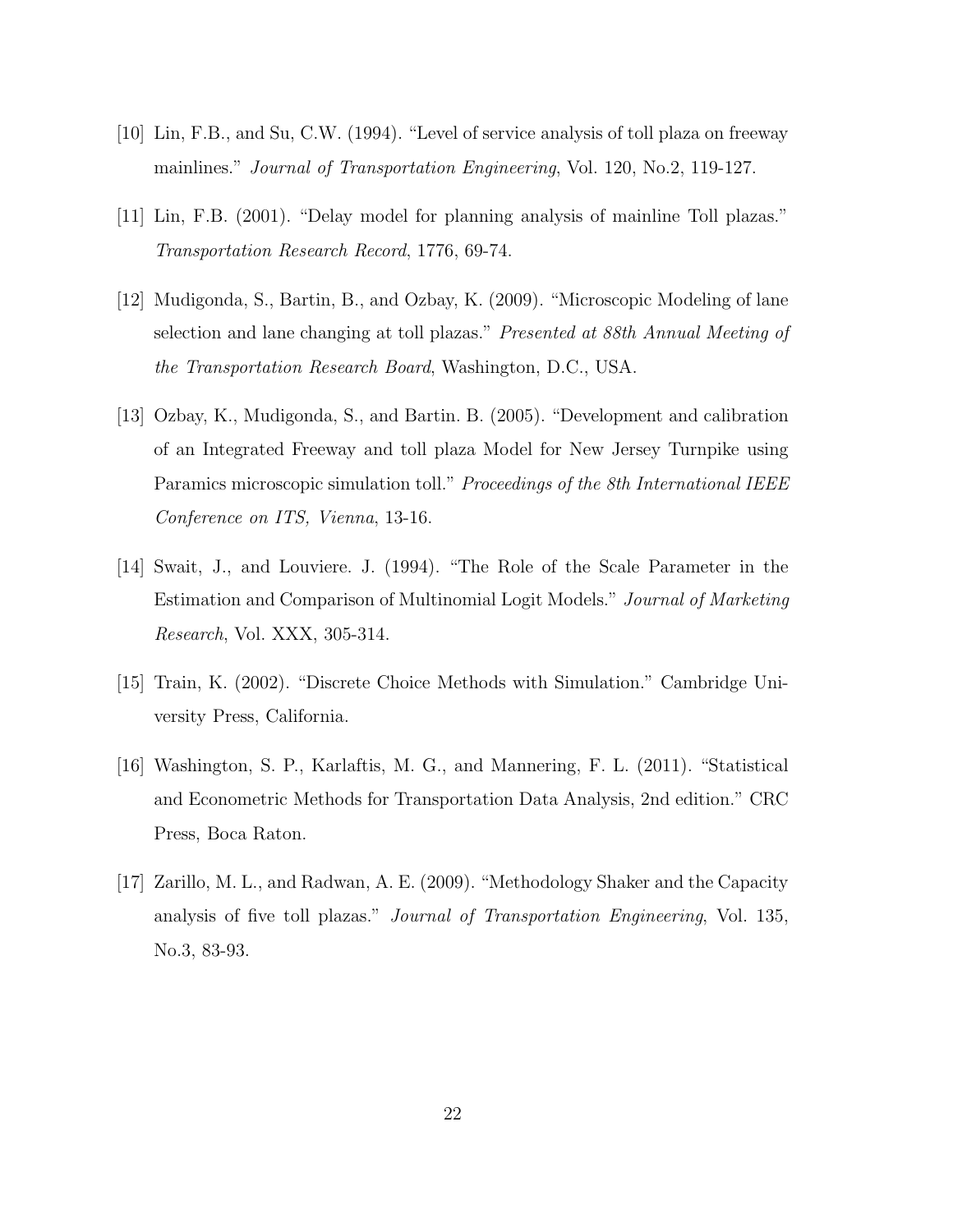[10] Lin, F.B., and Su, C.W. (1994). "Level of service analysis of toll plaza on freeway mainlines." *Journal of Transportation Engineering*, Vol. 120, No.2, 119-127.

[11] Lin, F.B. (2001). "Delay model for planning analysis of mainline Toll plazas." *Transportation Research Record*, 1776, 69-74.

[12] Mudigonda, S., Bartin, B., and Ozbay, K. (2009). "Microscopic Modeling of lane selection and lane changing at toll plazas." *Presented at 88th Annual Meeting of the Transportation Research Board*, Washington, D.C., USA.

[13] Ozbay, K., Mudigonda, S., and Bartin. B. (2005). "Development and calibration of an Integrated Freeway and toll plaza Model for New Jersey Turnpike using Paramics microscopic simulation toll." *Proceedings of the 8th International IEEE Conference on ITS, Vienna*, 13-16.

[14] Swait, J., and Louviere. J. (1994). "The Role of the Scale Parameter in the Estimation and Comparison of Multinomial Logit Models." *Journal of Marketing Research*, Vol. XXX, 305-314.

[15] Train, K. (2002). "Discrete Choice Methods with Simulation." Cambridge University Press, California.

[16] Washington, S. P., Karlaftis, M. G., and Mannering, F. L. (2011). "Statistical and Econometric Methods for Transportation Data Analysis, 2nd edition." CRC Press, Boca Raton.

[17] Zarillo, M. L., and Radwan, A. E. (2009). "Methodology Shaker and the Capacity analysis of five toll plazas." *Journal of Transportation Engineering*, Vol. 135, No.3, 83-93.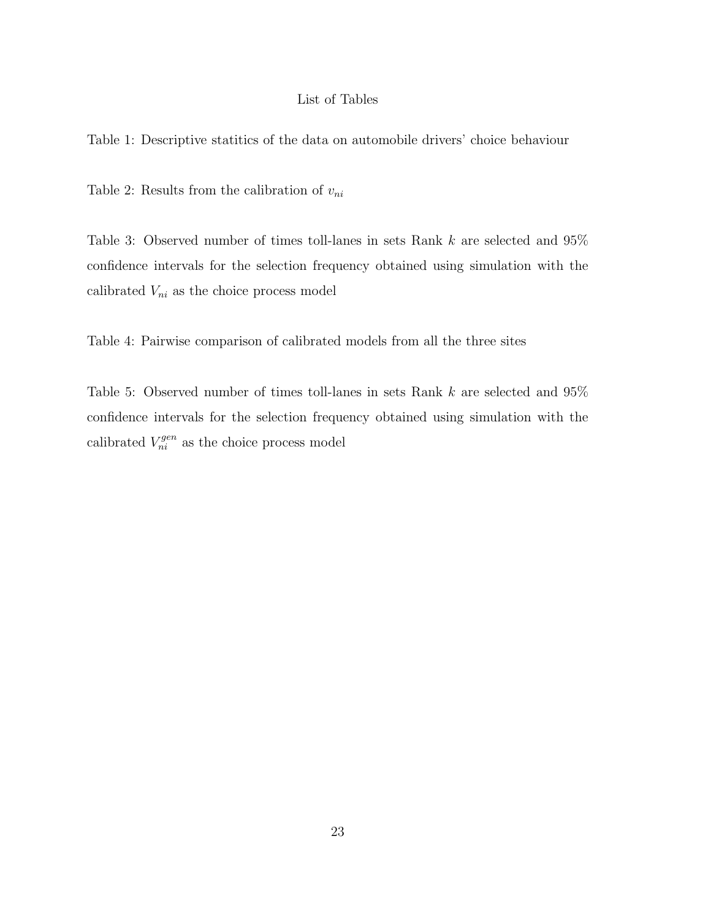# List of Tables

Table 1: Descriptive statitics of the data on automobile drivers' choice behaviour

Table 2: Results from the calibration of $v_{ni}$

Table 3: Observed number of times toll-lanes in sets Rank $k$ are selected and 95% confidence intervals for the selection frequency obtained using simulation with the calibrated $V_{ni}$ as the choice process model

Table 4: Pairwise comparison of calibrated models from all the three sites

Table 5: Observed number of times toll-lanes in sets Rank $k$ are selected and 95% confidence intervals for the selection frequency obtained using simulation with the calibrated $V_{ni}^{gen}$ as the choice process model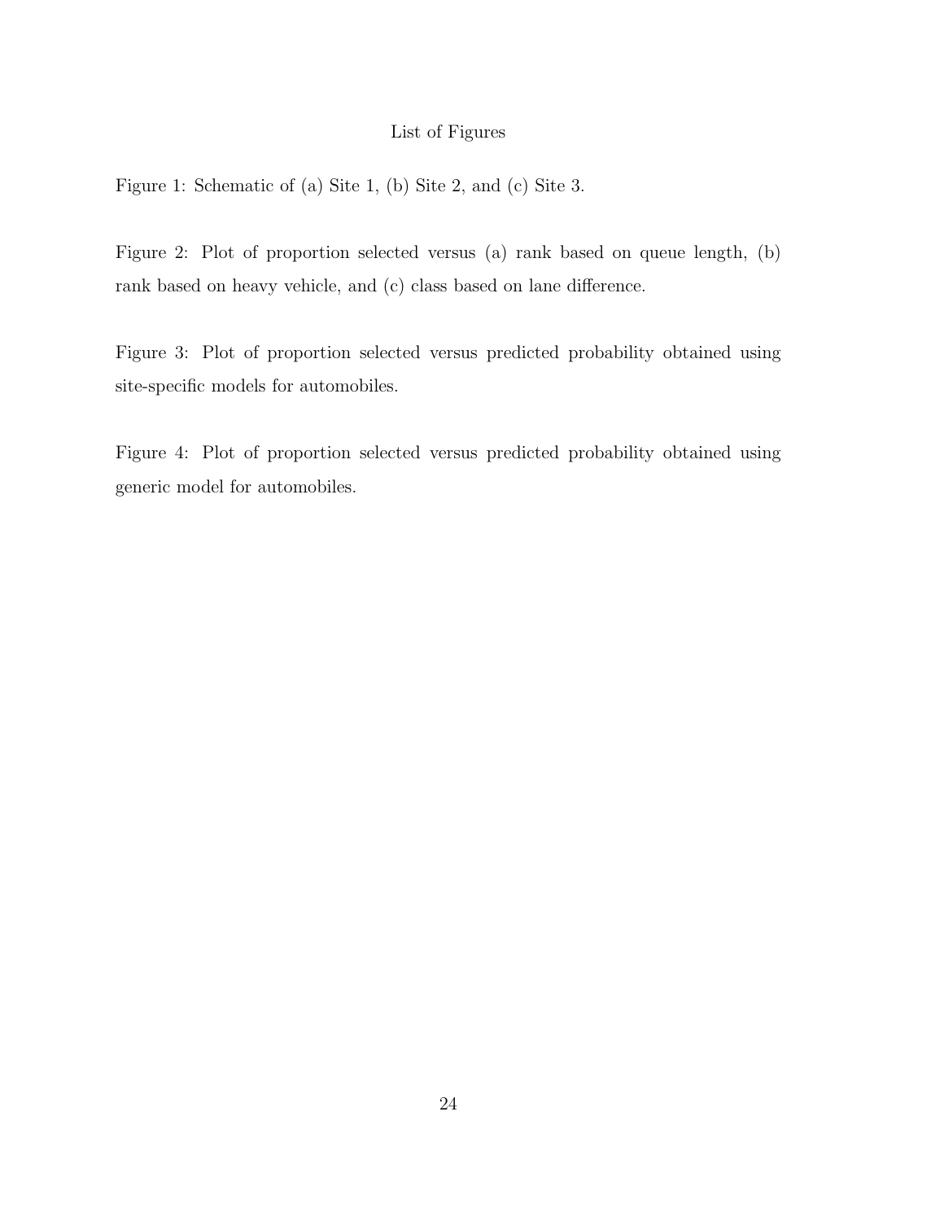# List of Figures

Figure 1: Schematic of (a) Site 1, (b) Site 2, and (c) Site 3.

Figure 2: Plot of proportion selected versus (a) rank based on queue length, (b) rank based on heavy vehicle, and (c) class based on lane difference.

Figure 3: Plot of proportion selected versus predicted probability obtained using site-specific models for automobiles.

Figure 4: Plot of proportion selected versus predicted probability obtained using generic model for automobiles.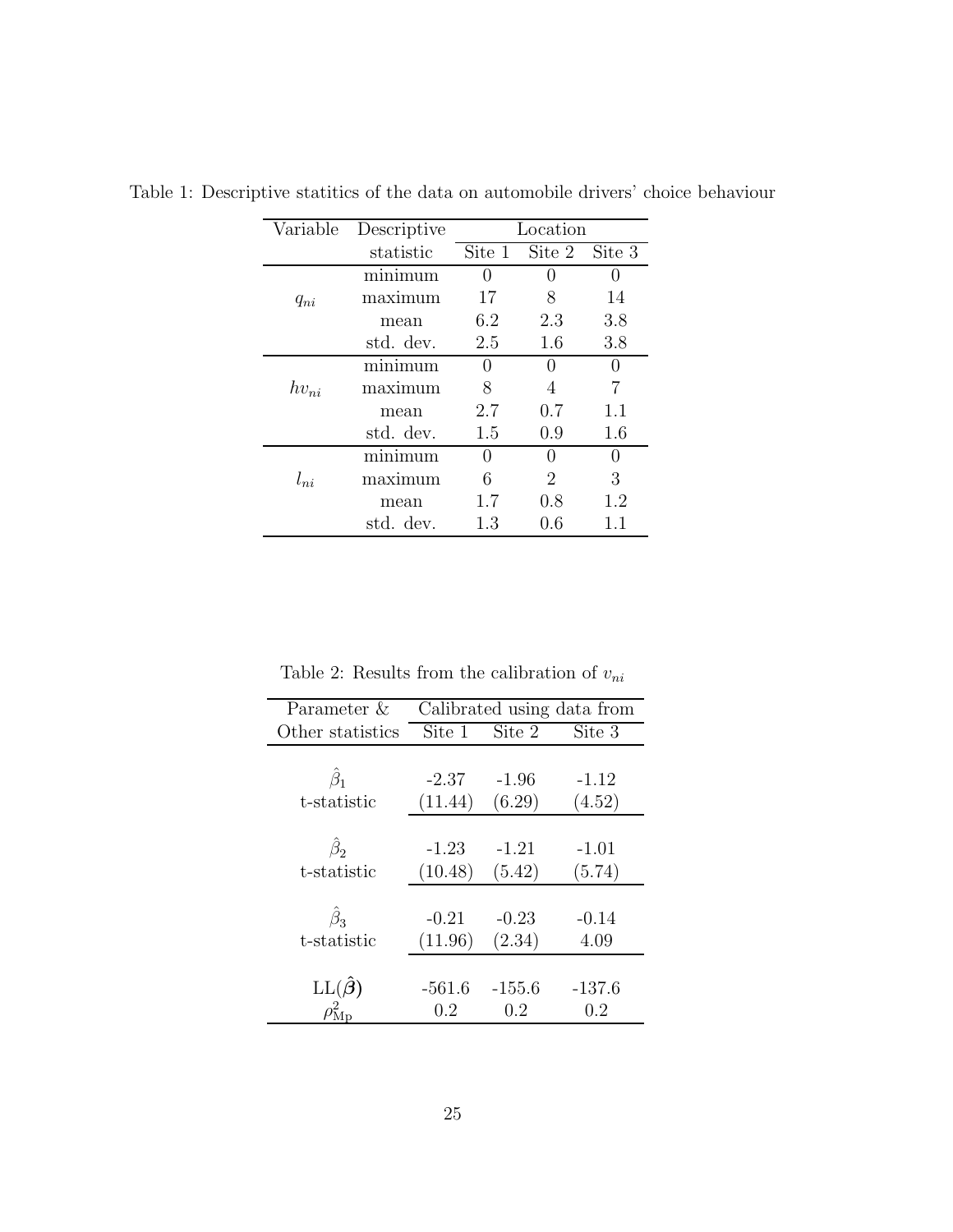Table 1: Descriptive statitics of the data on automobile drivers' choice behaviour

| Variable | Descriptive statistic | Location | | |
|---|---|---|---|---|
| | | Site 1 | Site 2 | Site 3 |
| $q_{ni}$ | minimum | 0 | 0 | 0 |
| | maximum | 17 | 8 | 14 |
| | mean | 6.2 | 2.3 | 3.8 |
| | std. dev. | 2.5 | 1.6 | 3.8 |
| $hv_{ni}$ | minimum | 0 | 0 | 0 |
| | maximum | 8 | 4 | 7 |
| | mean | 2.7 | 0.7 | 1.1 |
| | std. dev. | 1.5 | 0.9 | 1.6 |
| $l_{ni}$ | minimum | 0 | 0 | 0 |
| | maximum | 6 | 2 | 3 |
| | mean | 1.7 | 0.8 | 1.2 |
| | std. dev. | 1.3 | 0.6 | 1.1 |

Table 2: Results from the calibration of $v_{ni}$

| Parameter & Other statistics | Calibrated using data from | | |
|---|---|---|---|
| | Site 1 | Site 2 | Site 3 |
| $\hat{\beta}_1$ | -2.37 | -1.96 | -1.12 |
| t-statistic | (11.44) | (6.29) | (4.52) |
| $\hat{\beta}_2$ | -1.23 | -1.21 | -1.01 |
| t-statistic | (10.48) | (5.42) | (5.74) |
| $\hat{\beta}_3$ | -0.21 | -0.23 | -0.14 |
| t-statistic | (11.96) | (2.34) | 4.09 |
| $\text{LL}(\hat{\boldsymbol{\beta}})$ | -561.6 | -155.6 | -137.6 |
| $\rho^2_{\text{Mp}}$ | 0.2 | 0.2 | 0.2 |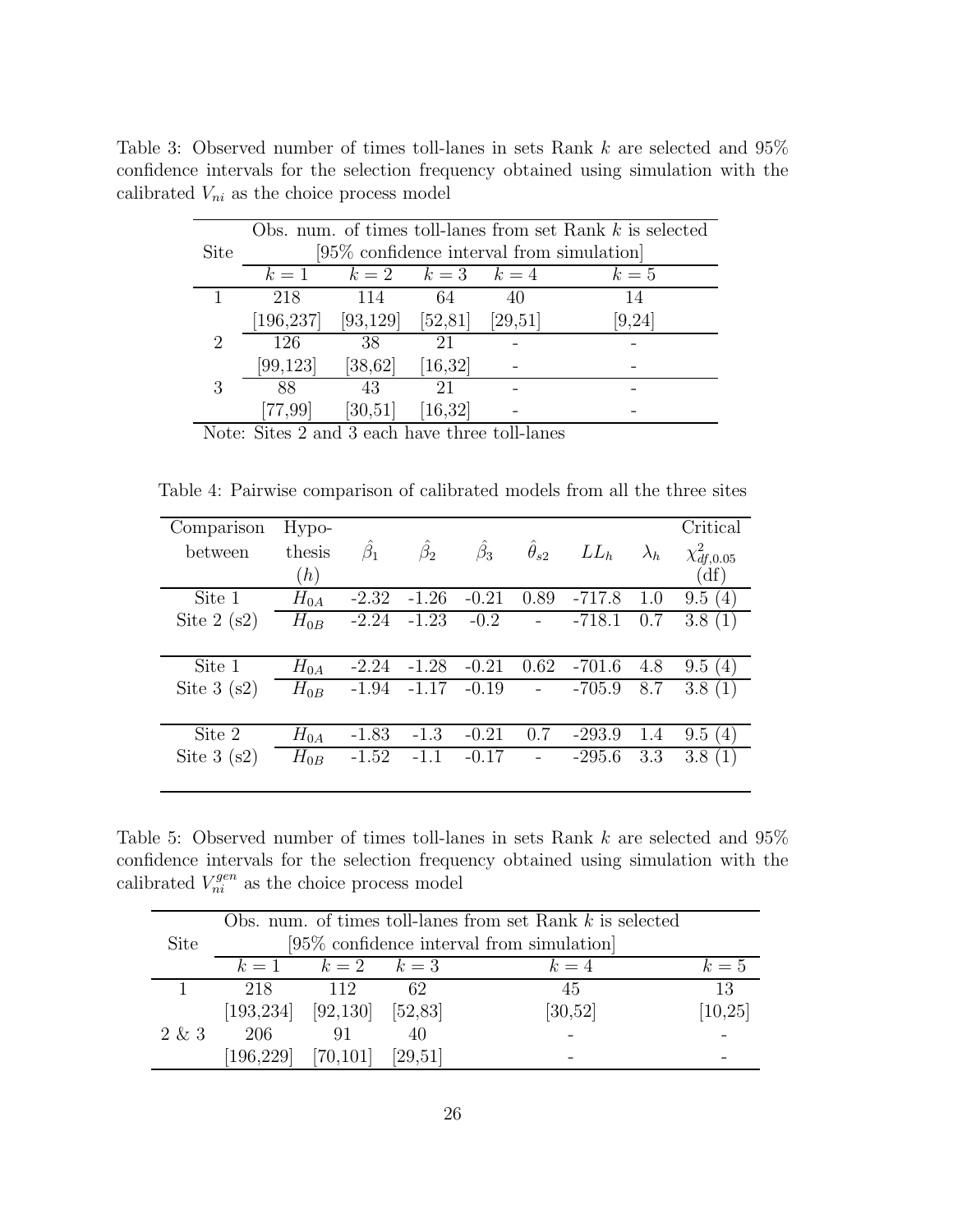Table 3: Observed number of times toll-lanes in sets Rank $k$ are selected and 95% confidence intervals for the selection frequency obtained using simulation with the calibrated $V_{ni}$ as the choice process model

| Site | Obs. num. of times toll-lanes from set Rank $k$ is selected [95% confidence interval from simulation] | | | | |
|---|---|---|---|---|---|
| | $k = 1$ | $k = 2$ | $k = 3$ | $k = 4$ | $k = 5$ |
| 1 | 218 | 114 | 64 | 40 | 14 |
| | [196,237] | [93,129] | [52,81] | [29,51] | [9,24] |
| 2 | 126 | 38 | 21 | - | - |
| | [99,123] | [38,62] | [16,32] | - | - |
| 3 | 88 | 43 | 21 | - | - |
| | [77,99] | [30,51] | [16,32] | - | - |

Note: Sites 2 and 3 each have three toll-lanes

Table 4: Pairwise comparison of calibrated models from all the three sites

| Comparison between | Hypothesis ($h$) | $\hat{\beta}_1$ | $\hat{\beta}_2$ | $\hat{\beta}_3$ | $\hat{\theta}_{s2}$ | $LL_h$ | $\lambda_h$ | Critical $\chi^2_{df,0.05}$ (df) |
|---|---|---|---|---|---|---|---|---|
| Site 1 | $H_{0A}$ | -2.32 | -1.26 | -0.21 | 0.89 | -717.8 | 1.0 | 9.5 (4) |
| Site 2 (s2) | $H_{0B}$ | -2.24 | -1.23 | -0.2 | - | -718.1 | 0.7 | 3.8 (1) |
| Site 1 | $H_{0A}$ | -2.24 | -1.28 | -0.21 | 0.62 | -701.6 | 4.8 | 9.5 (4) |
| Site 3 (s2) | $H_{0B}$ | -1.94 | -1.17 | -0.19 | - | -705.9 | 8.7 | 3.8 (1) |
| Site 2 | $H_{0A}$ | -1.83 | -1.3 | -0.21 | 0.7 | -293.9 | 1.4 | 9.5 (4) |
| Site 3 (s2) | $H_{0B}$ | -1.52 | -1.1 | -0.17 | - | -295.6 | 3.3 | 3.8 (1) |

Table 5: Observed number of times toll-lanes in sets Rank $k$ are selected and 95% confidence intervals for the selection frequency obtained using simulation with the calibrated $V_{ni}^{gen}$ as the choice process model

| Site | Obs. num. of times toll-lanes from set Rank $k$ is selected [95% confidence interval from simulation] | | | | |
|---|---|---|---|---|---|
| | $k = 1$ | $k = 2$ | $k = 3$ | $k = 4$ | $k = 5$ |
| 1 | 218 | 112 | 62 | 45 | 13 |
| | [193,234] | [92,130] | [52,83] | [30,52] | [10,25] |
| 2 & 3 | 206 | 91 | 40 | - | - |
| | [196,229] | [70,101] | [29,51] | - | - |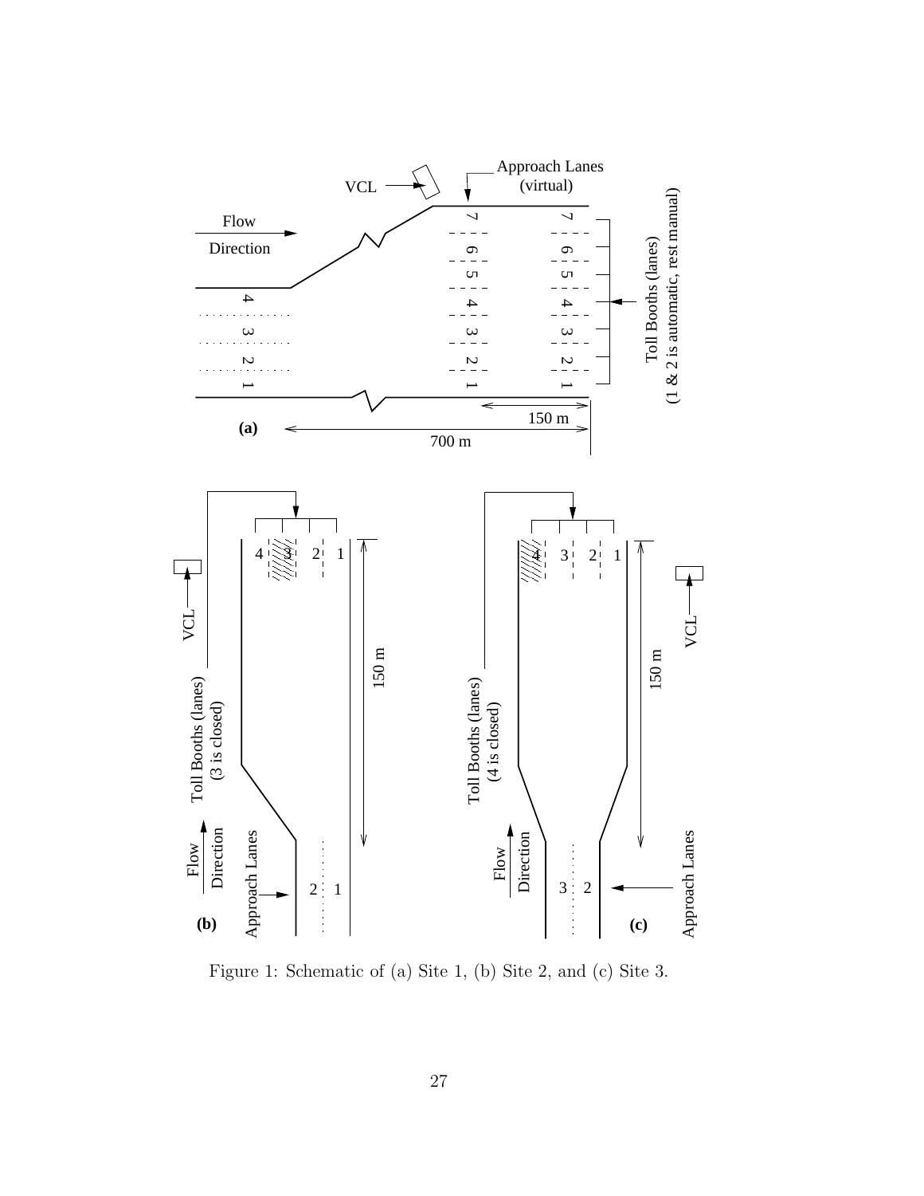Figure 1: Schematic of (a) Site 1, (b) Site 2, and (c) Site 3.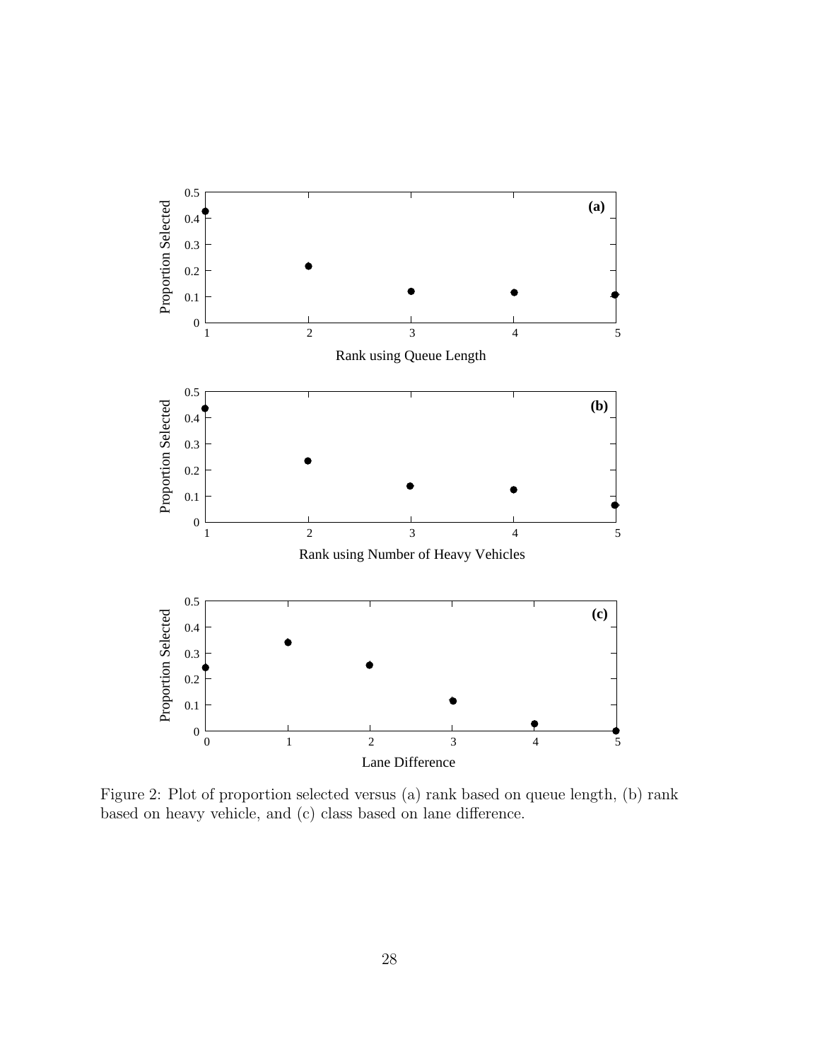Figure 2: Plot of proportion selected versus (a) rank based on queue length, (b) rank based on heavy vehicle, and (c) class based on lane difference.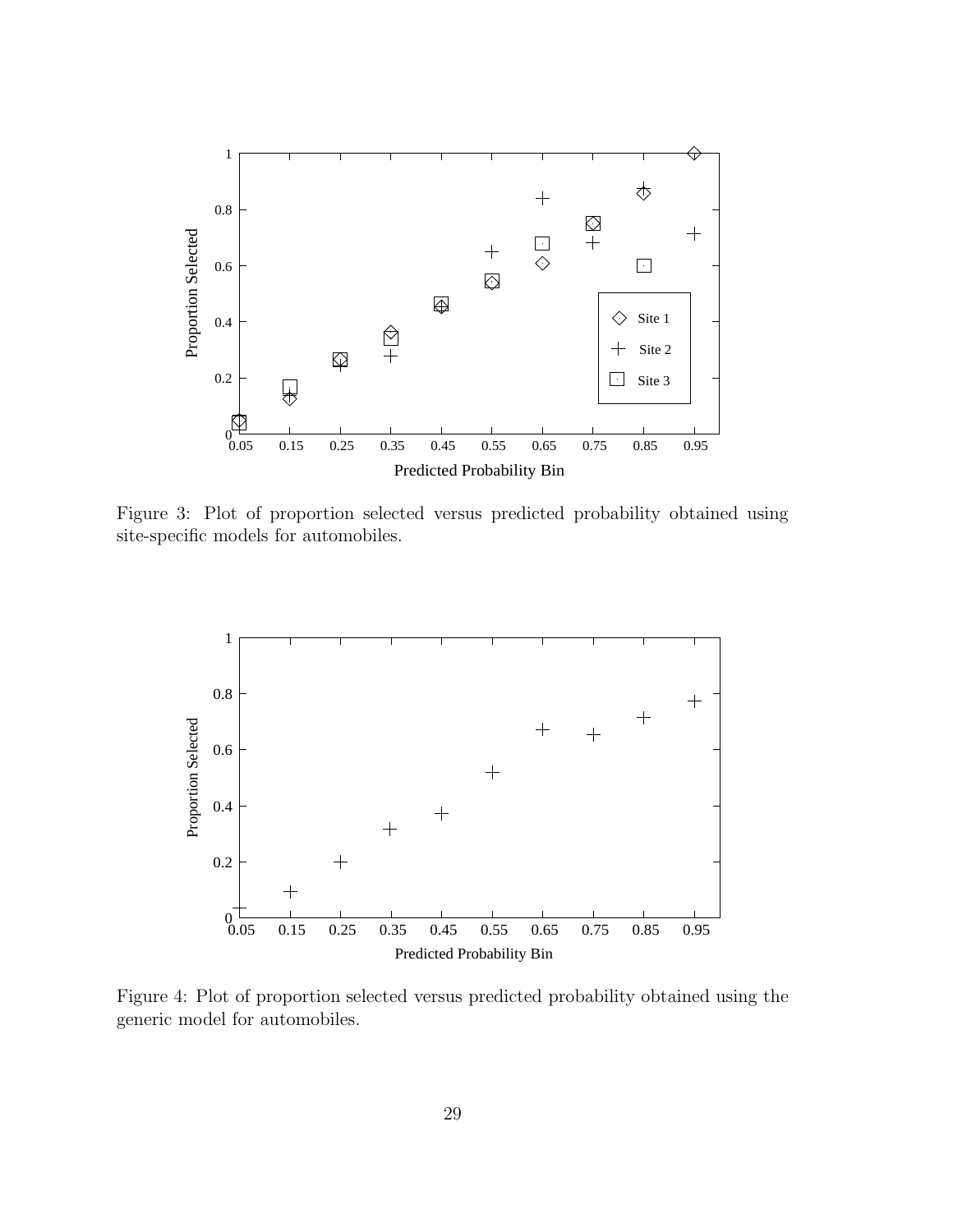Figure 3: Plot of proportion selected versus predicted probability obtained using site-specific models for automobiles.

Figure 4: Plot of proportion selected versus predicted probability obtained using the generic model for automobiles.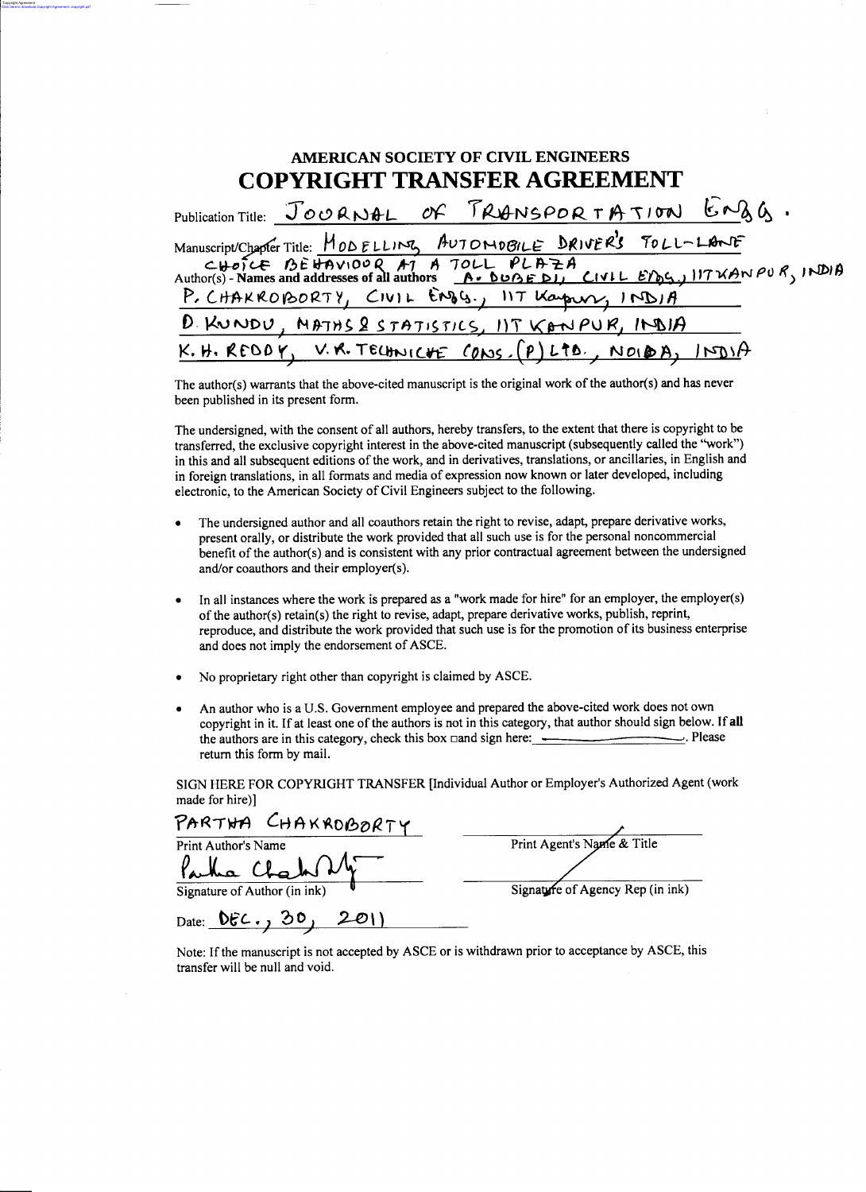# AMERICAN SOCIETY OF CIVIL ENGINEERS
# COPYRIGHT TRANSFER AGREEMENT

Publication Title: JOURNAL OF TRANSPORTATION ENGG.

Manuscript/Chapter Title: MODELLING AUTOMOBILE DRIVER'S TOLL-LANE CHOICE BEHAVIOUR AT A TOLL PLAZA

Author(s) - **Names and addresses of all authors** A. DUBEDI, CIVIL ENGG., IIT KANPUR, INDIA
P. CHAKROBORTY, CIVIL ENGG., IIT Kanpur, INDIA
D. KUNDU, MATHS & STATISTICS, IIT KANPUR, INDIA
K. H. REDDY, V.R. TECHNICHE CONS. (P) LTD., NOIDA, INDIA

The author(s) warrants that the above-cited manuscript is the original work of the author(s) and has never been published in its present form.

The undersigned, with the consent of all authors, hereby transfers, to the extent that there is copyright to be transferred, the exclusive copyright interest in the above-cited manuscript (subsequently called the "work") in this and all subsequent editions of the work, and in derivatives, translations, or ancillaries, in English and in foreign translations, in all formats and media of expression now known or later developed, including electronic, to the American Society of Civil Engineers subject to the following.

- The undersigned author and all coauthors retain the right to revise, adapt, prepare derivative works, present orally, or distribute the work provided that all such use is for the personal noncommercial benefit of the author(s) and is consistent with any prior contractual agreement between the undersigned and/or coauthors and their employer(s).
- In all instances where the work is prepared as a "work made for hire" for an employer, the employer(s) of the author(s) retain(s) the right to revise, adapt, prepare derivative works, publish, reprint, reproduce, and distribute the work provided that such use is for the promotion of its business enterprise and does not imply the endorsement of ASCE.
- No proprietary right other than copyright is claimed by ASCE.
- An author who is a U.S. Government employee and prepared the above-cited work does not own copyright in it. If at least one of the authors is not in this category, that author should sign below. If **all** the authors are in this category, check this box □ and sign here: ______. Please return this form by mail.

SIGN HERE FOR COPYRIGHT TRANSFER [Individual Author or Employer's Authorized Agent (work made for hire)]

PARTHA CHAKROBORTY
Print Author's Name

Partha Chakroborty
Signature of Author (in ink)

Print Agent's Name & Title

Signature of Agency Rep (in ink)

Date: DEC., 30, 2011

Note: If the manuscript is not accepted by ASCE or is withdrawn prior to acceptance by ASCE, this transfer will be null and void.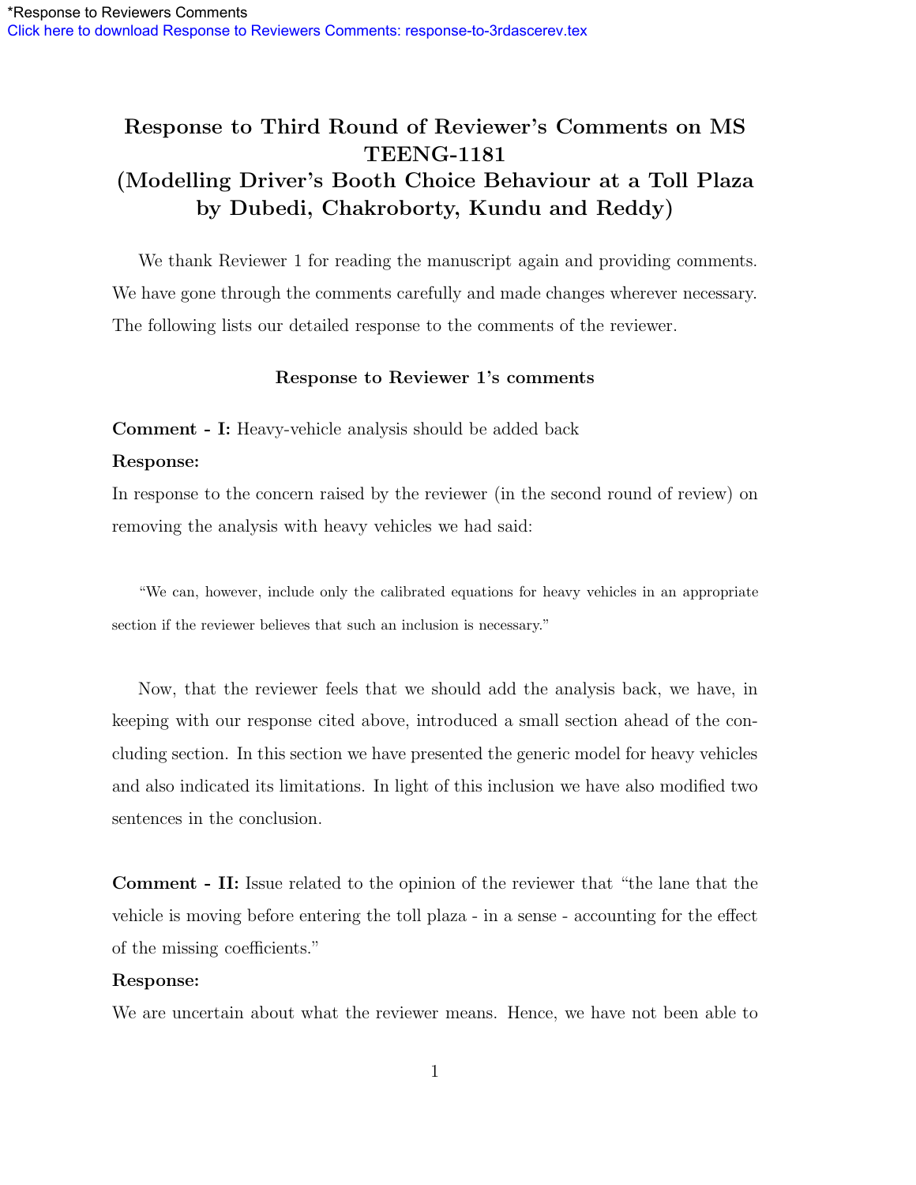*Response to Reviewers Comments
Click here to download Response to Reviewers Comments: response-to-3rdascerev.tex

# Response to Third Round of Reviewer's Comments on MS TEENG-1181 (Modelling Driver's Booth Choice Behaviour at a Toll Plaza by Dubedi, Chakroborty, Kundu and Reddy)

We thank Reviewer 1 for reading the manuscript again and providing comments. We have gone through the comments carefully and made changes wherever necessary. The following lists our detailed response to the comments of the reviewer.

## Response to Reviewer 1's comments

**Comment - I:** Heavy-vehicle analysis should be added back

**Response:**

In response to the concern raised by the reviewer (in the second round of review) on removing the analysis with heavy vehicles we had said:

> "We can, however, include only the calibrated equations for heavy vehicles in an appropriate section if the reviewer believes that such an inclusion is necessary."

Now, that the reviewer feels that we should add the analysis back, we have, in keeping with our response cited above, introduced a small section ahead of the concluding section. In this section we have presented the generic model for heavy vehicles and also indicated its limitations. In light of this inclusion we have also modified two sentences in the conclusion.

**Comment - II:** Issue related to the opinion of the reviewer that "the lane that the vehicle is moving before entering the toll plaza - in a sense - accounting for the effect of the missing coefficients."

**Response:**

We are uncertain about what the reviewer means. Hence, we have not been able to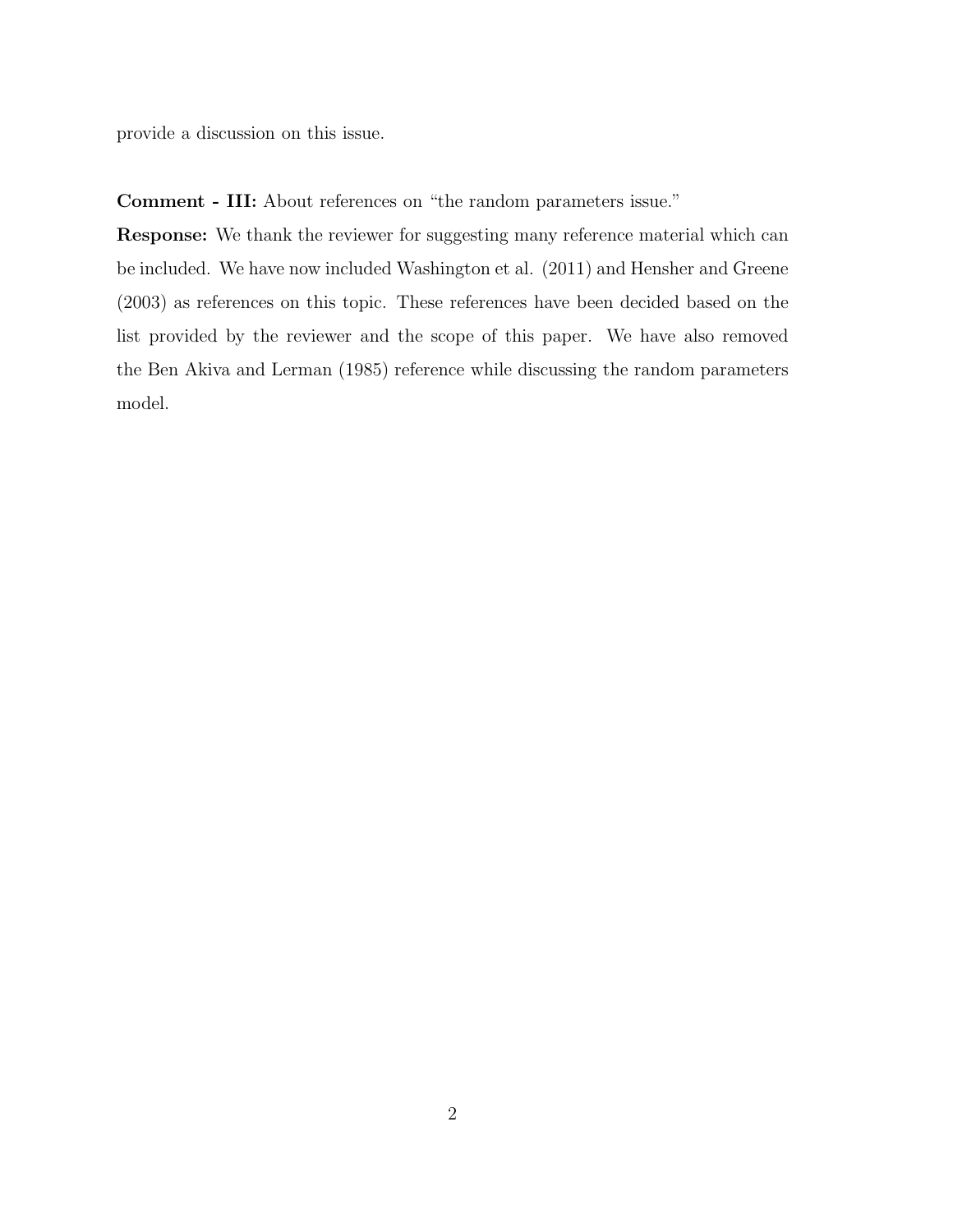provide a discussion on this issue.

**Comment - III:** About references on "the random parameters issue."

**Response:** We thank the reviewer for suggesting many reference material which can be included. We have now included Washington et al. (2011) and Hensher and Greene (2003) as references on this topic. These references have been decided based on the list provided by the reviewer and the scope of this paper. We have also removed the Ben Akiva and Lerman (1985) reference while discussing the random parameters model.